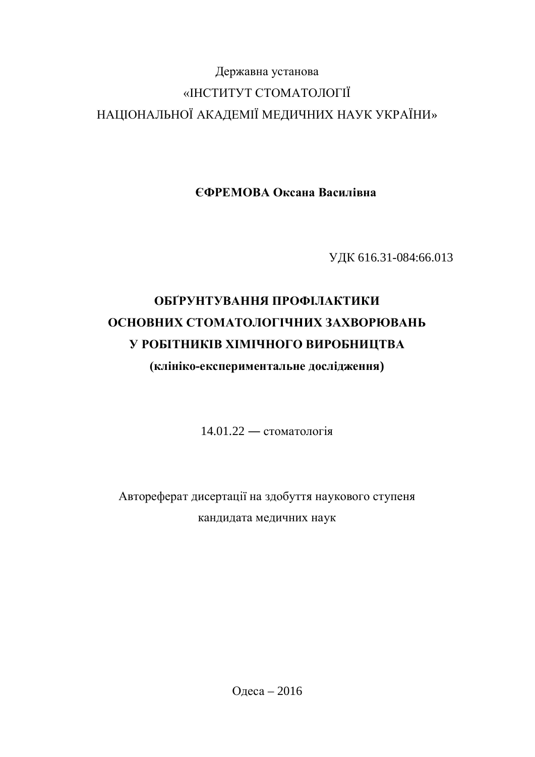Державна установа

«ІНСТИТУТ СТОМАТОЛОГІЇ

НАЦІОНАЛЬНОЇ АКАДЕМІЇ МЕДИЧНИХ НАУК УКРАЇНИ»

**ЄФРЕМОВА Оксана Василівна**

УДК 616.31-084:66.013

# ОБҐРУНТУВАННЯ ПРОФІЛАКТИКИ ОСНОВНИХ СТОМАТОЛОГІЧНИХ ЗАХВОРЮВАНЬ У РОБІТНИКІВ ХІМІЧНОГО ВИРОБНИЦТВА

**(клініко-експериментальне дослідження)**

14.01.22 — стоматологія

Автореферат дисертації на здобуття наукового ступеня

кандидата медичних наук

Одеса – 2016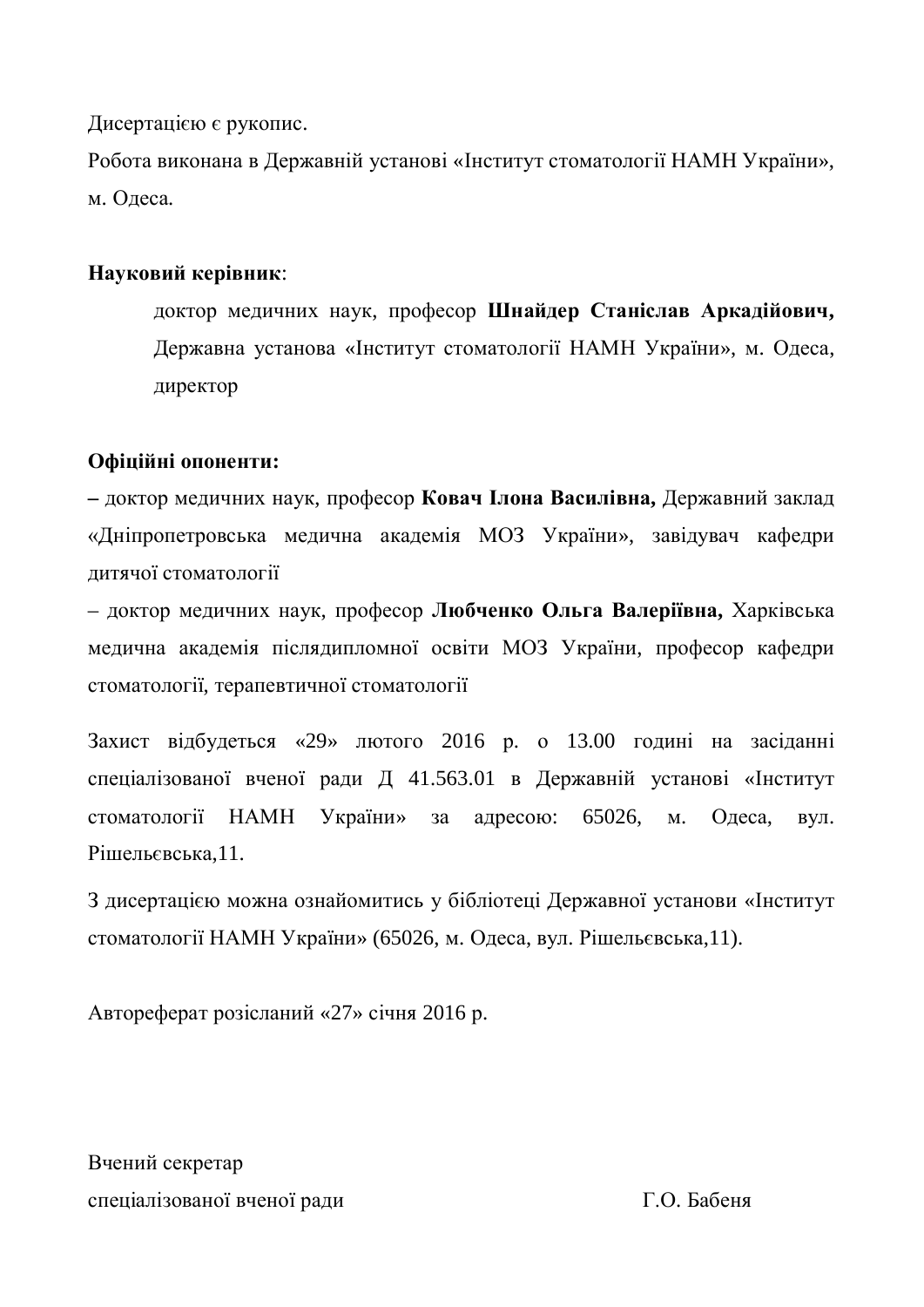Дисертацією є рукопис.

Робота виконана в Державній установі «Інститут стоматології НАМН України», м. Одеса.

**Науковий керівник**:

доктор медичних наук, професор **Шнайдер Станіслав Аркадійович,** Державна установа «Інститут стоматології НАМН України», м. Одеса, директор

**Офіційні опоненти:**

**–** доктор медичних наук, професор **Ковач Ілона Василівна,** Державний заклад «Дніпропетровська медична академія МОЗ України», завідувач кафедри дитячої стоматології

– доктор медичних наук, професор **Любченко Ольга Валеріївна,** Харківська медична академія післядипломної освіти МОЗ України, професор кафедри стоматології, терапевтичної стоматології

Захист відбудеться «29» лютого 2016 р. о 13.00 годині на засіданні спеціалізованої вченої ради Д 41.563.01 в Державній установі «Інститут стоматології НАМН України» за адресою: 65026, м. Одеса, вул. Рішельєвська,11.

З дисертацією можна ознайомитись у бібліотеці Державної установи «Інститут стоматології НАМН України» (65026, м. Одеса, вул. Рішельєвська,11).

Автореферат розісланий «27» січня 2016 р.

Вчений секретар
спеціалізованої вченої ради Г.О. Бабеня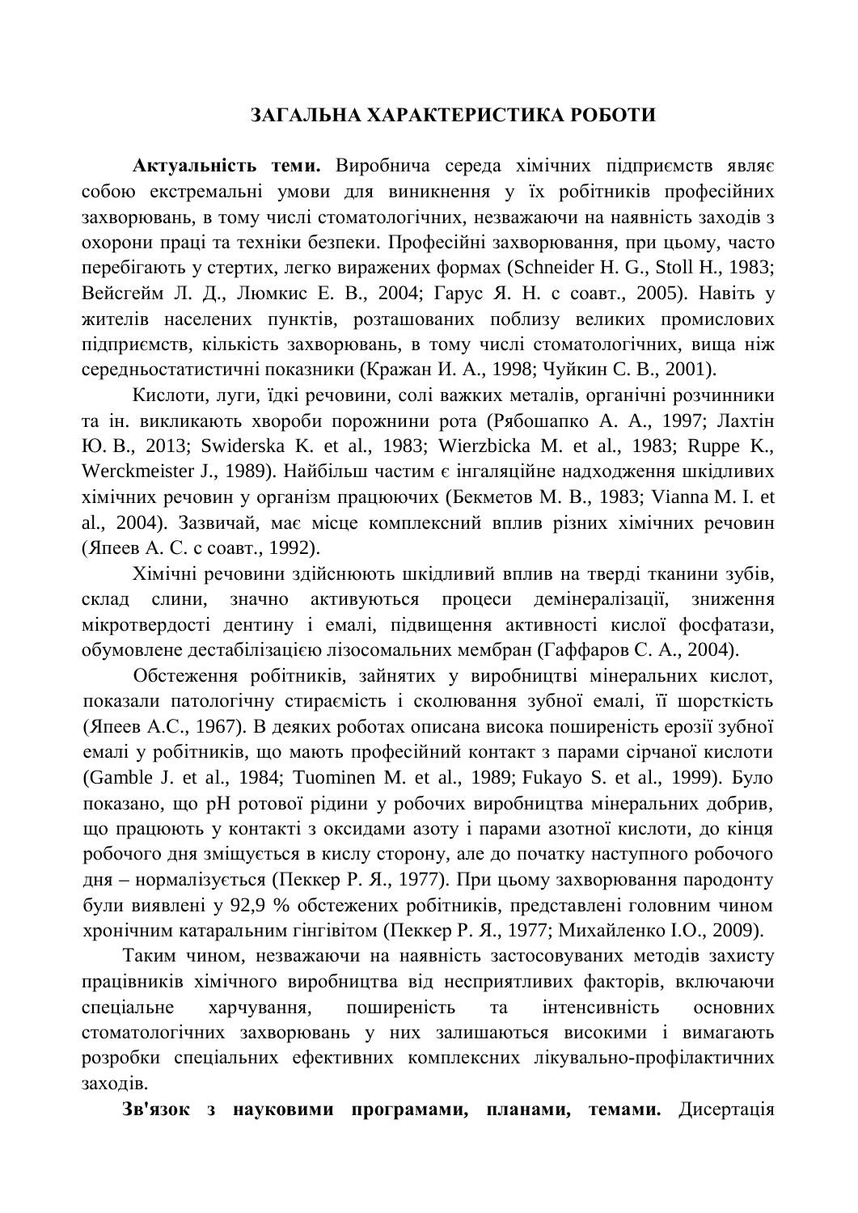## ЗАГАЛЬНА ХАРАКТЕРИСТИКА РОБОТИ

**Актуальність теми.** Виробнича середа хімічних підприємств являє собою екстремальні умови для виникнення у їх робітників професійних захворювань, в тому числі стоматологічних, незважаючи на наявність заходів з охорони праці та техніки безпеки. Професійні захворювання, при цьому, часто перебігають у стертих, легко виражених формах (Schneider H. G., Stoll H., 1983; Вейсгейм Л. Д., Люмкис Е. В., 2004; Гарус Я. Н. с соавт., 2005). Навіть у жителів населених пунктів, розташованих поблизу великих промислових підприємств, кількість захворювань, в тому числі стоматологічних, вища ніж середньостатистичні показники (Кражан И. А., 1998; Чуйкин С. В., 2001).

Кислоти, луги, їдкі речовини, солі важких металів, органічні розчинники та ін. викликають хвороби порожнини рота (Рябошапко А. А., 1997; Лахтін Ю. В., 2013; Swiderska K. et al., 1983; Wierzbicka M. et al., 1983; Ruppe K., Werckmeister J., 1989). Найбільш частим є інгаляційне надходження шкідливих хімічних речовин у організм працюючих (Бекметов М. В., 1983; Vianna M. I. et al., 2004). Зазвичай, має місце комплексний вплив різних хімічних речовин (Япеев А. С. с соавт., 1992).

Хімічні речовини здійснюють шкідливий вплив на тверді тканини зубів, склад слини, значно активуються процеси демінералізації, зниження мікротвердості дентину і емалі, підвищення активності кислої фосфатази, обумовлене дестабілізацією лізосомальних мембран (Гаффаров С. А., 2004).

Обстеження робітників, зайнятих у виробництві мінеральних кислот, показали патологічну стираємість і сколювання зубної емалі, її шорсткість (Япеев А.С., 1967). В деяких роботах описана висока поширеність ерозії зубної емалі у робітників, що мають професійний контакт з парами сірчаної кислоти (Gamble J. et al., 1984; Tuominen M. et al., 1989; Fukayo S. et al., 1999). Було показано, що pH ротової рідини у робочих виробництва мінеральних добрив, що працюють у контакті з оксидами азоту і парами азотної кислоти, до кінця робочого дня зміщується в кислу сторону, але до початку наступного робочого дня – нормалізується (Пеккер Р. Я., 1977). При цьому захворювання пародонту були виявлені у 92,9 % обстежених робітників, представлені головним чином хронічним катаральним гінгівітом (Пеккер Р. Я., 1977; Михайленко І.О., 2009).

Таким чином, незважаючи на наявність застосовуваних методів захисту працівників хімічного виробництва від несприятливих факторів, включаючи спеціальне харчування, поширеність та інтенсивність основних стоматологічних захворювань у них залишаються високими і вимагають розробки спеціальних ефективних комплексних лікувально-профілактичних заходів.

**Зв'язок з науковими програмами, планами, темами.** Дисертація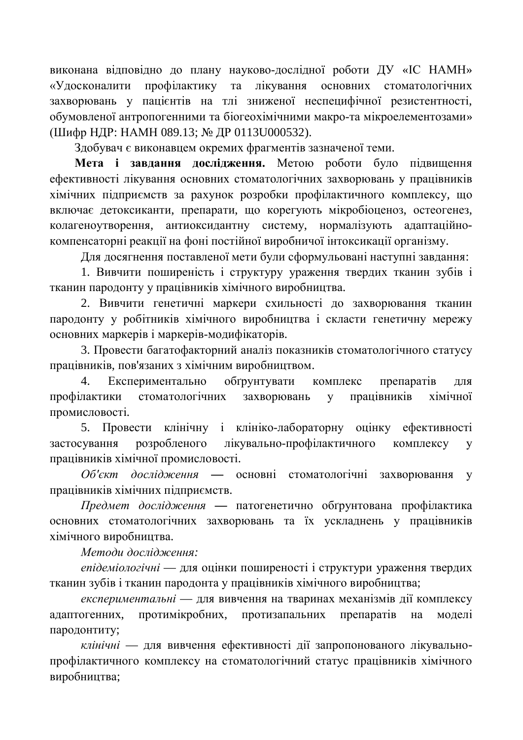виконана відповідно до плану науково-дослідної роботи ДУ «ІС НАМН» «Удосконалити профілактику та лікування основних стоматологічних захворювань у пацієнтів на тлі зниженої неспецифічної резистентності, обумовленої антропогенними та біогеохімічними макро-та мікроелементозами» (Шифр НДР: НАМН 089.13; № ДР 0113U000532).

Здобувач є виконавцем окремих фрагментів зазначеної теми.

**Мета і завдання дослідження.** Метою роботи було підвищення ефективності лікування основних стоматологічних захворювань у працівників хімічних підприємств за рахунок розробки профілактичного комплексу, що включає детоксиканти, препарати, що корегують мікробіоценоз, остеогенез, колагеноутворення, антиоксидантну систему, нормалізують адаптаційно-компенсаторні реакції на фоні постійної виробничої інтоксикації організму.

Для досягнення поставленої мети були сформульовані наступні завдання:

1. Вивчити поширеність і структуру ураження твердих тканин зубів і тканин пародонту у працівників хімічного виробництва.

2. Вивчити генетичні маркери схильності до захворювання тканин пародонту у робітників хімічного виробництва і скласти генетичну мережу основних маркерів і маркерів-модифікаторів.

3. Провести багатофакторний аналіз показників стоматологічного статусу працівників, пов'язаних з хімічним виробництвом.

4. Експериментально обґрунтувати комплекс препаратів для профілактики стоматологічних захворювань у працівників хімічної промисловості.

5. Провести клінічну і клініко-лабораторну оцінку ефективності застосування розробленого лікувально-профілактичного комплексу у працівників хімічної промисловості.

*Об'єкт дослідження* — основні стоматологічні захворювання у працівників хімічних підприємств.

*Предмет дослідження* — патогенетично обґрунтована профілактика основних стоматологічних захворювань та їх ускладнень у працівників хімічного виробництва.

*Методи дослідження:*

*епідеміологічні* — для оцінки поширеності і структури ураження твердих тканин зубів і тканин пародонта у працівників хімічного виробництва;

*експериментальні* — для вивчення на тваринах механізмів дії комплексу адаптогенних, протимікробних, протизапальних препаратів на моделі пародонтиту;

*клінічні* — для вивчення ефективності дії запропонованого лікувально-профілактичного комплексу на стоматологічний статус працівників хімічного виробництва;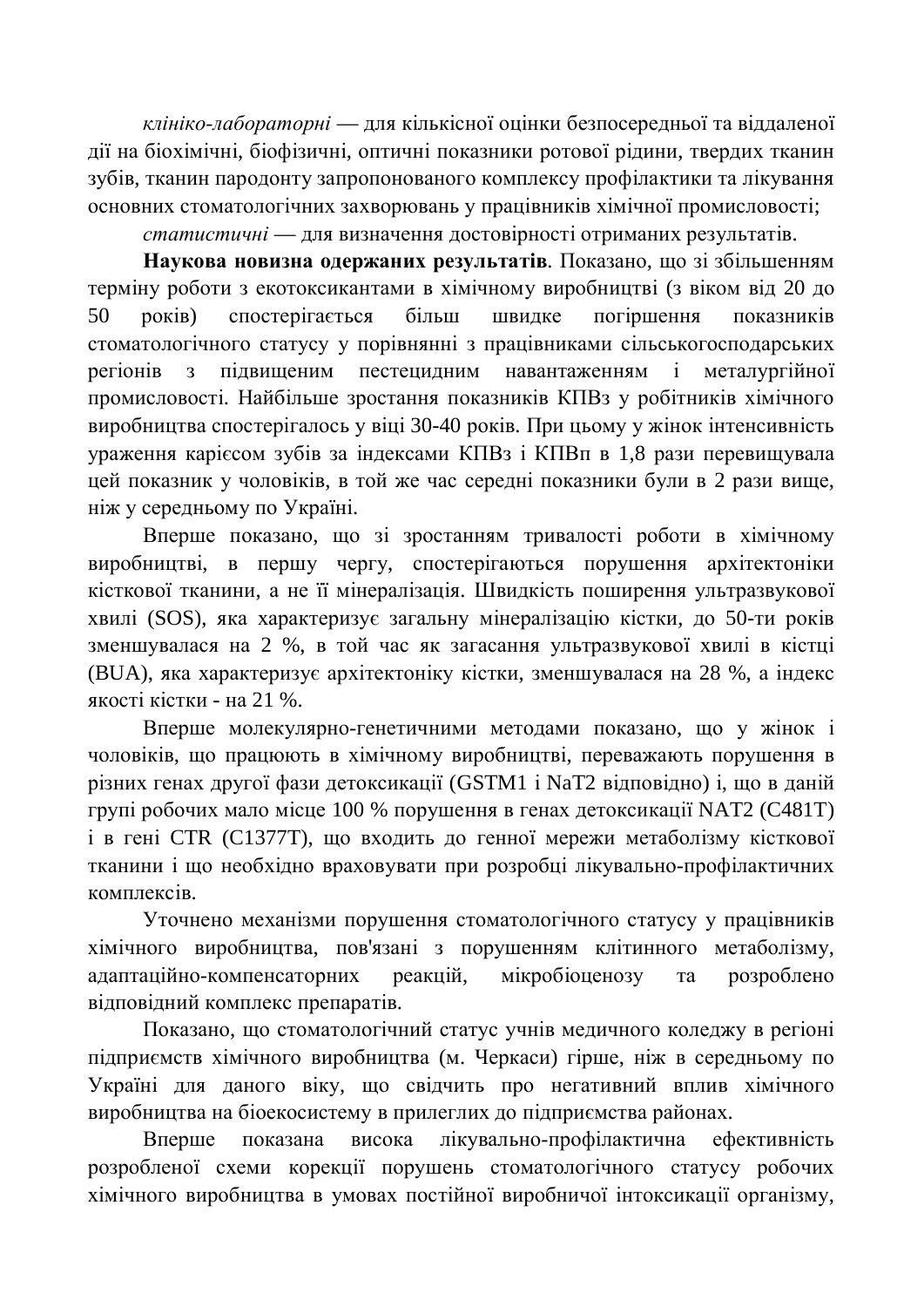*клініко-лабораторні* — для кількісної оцінки безпосередньої та віддаленої дії на біохімічні, біофізичні, оптичні показники ротової рідини, твердих тканин зубів, тканин пародонту запропонованого комплексу профілактики та лікування основних стоматологічних захворювань у працівників хімічної промисловості;

*статистичні* — для визначення достовірності отриманих результатів.

**Наукова новизна одержаних результатів**. Показано, що зі збільшенням терміну роботи з екотоксикантами в хімічному виробництві (з віком від 20 до 50 років) спостерігається більш швидке погіршення показників стоматологічного статусу у порівнянні з працівниками сільськогосподарських регіонів з підвищеним пестецидним навантаженням і металургійної промисловості. Найбільше зростання показників КПВз у робітників хімічного виробництва спостерігалось у віці 30-40 років. При цьому у жінок інтенсивність ураження карієсом зубів за індексами КПВз і КПВп в 1,8 рази перевищувала цей показник у чоловіків, в той же час середні показники були в 2 рази вище, ніж у середньому по Україні.

Вперше показано, що зі зростанням тривалості роботи в хімічному виробництві, в першу чергу, спостерігаються порушення архітектоніки кісткової тканини, а не її мінералізація. Швидкість поширення ультразвукової хвилі (SOS), яка характеризує загальну мінералізацію кістки, до 50-ти років зменшувалася на 2 %, в той час як загасання ультразвукової хвилі в кістці (BUA), яка характеризує архітектоніку кістки, зменшувалася на 28 %, а індекс якості кістки - на 21 %.

Вперше молекулярно-генетичними методами показано, що у жінок і чоловіків, що працюють в хімічному виробництві, переважають порушення в різних генах другої фази детоксикації (GSTM1 і NaT2 відповідно) і, що в даній групі робочих мало місце 100 % порушення в генах детоксикації NAT2 (C481T) і в гені CTR (C1377T), що входить до генної мережи метаболізму кісткової тканини і що необхідно враховувати при розробці лікувально-профілактичних комплексів.

Уточнено механізми порушення стоматологічного статусу у працівників хімічного виробництва, пов'язані з порушенням клітинного метаболізму, адаптаційно-компенсаторних реакцій, мікробіоценозу та розроблено відповідний комплекс препаратів.

Показано, що стоматологічний статус учнів медичного коледжу в регіоні підприємств хімічного виробництва (м. Черкаси) гірше, ніж в середньому по Україні для даного віку, що свідчить про негативний вплив хімічного виробництва на біоекосистему в прилеглих до підприємства районах.

Вперше показана висока лікувально-профілактична ефективність розробленої схеми корекції порушень стоматологічного статусу робочих хімічного виробництва в умовах постійної виробничої інтоксикації організму,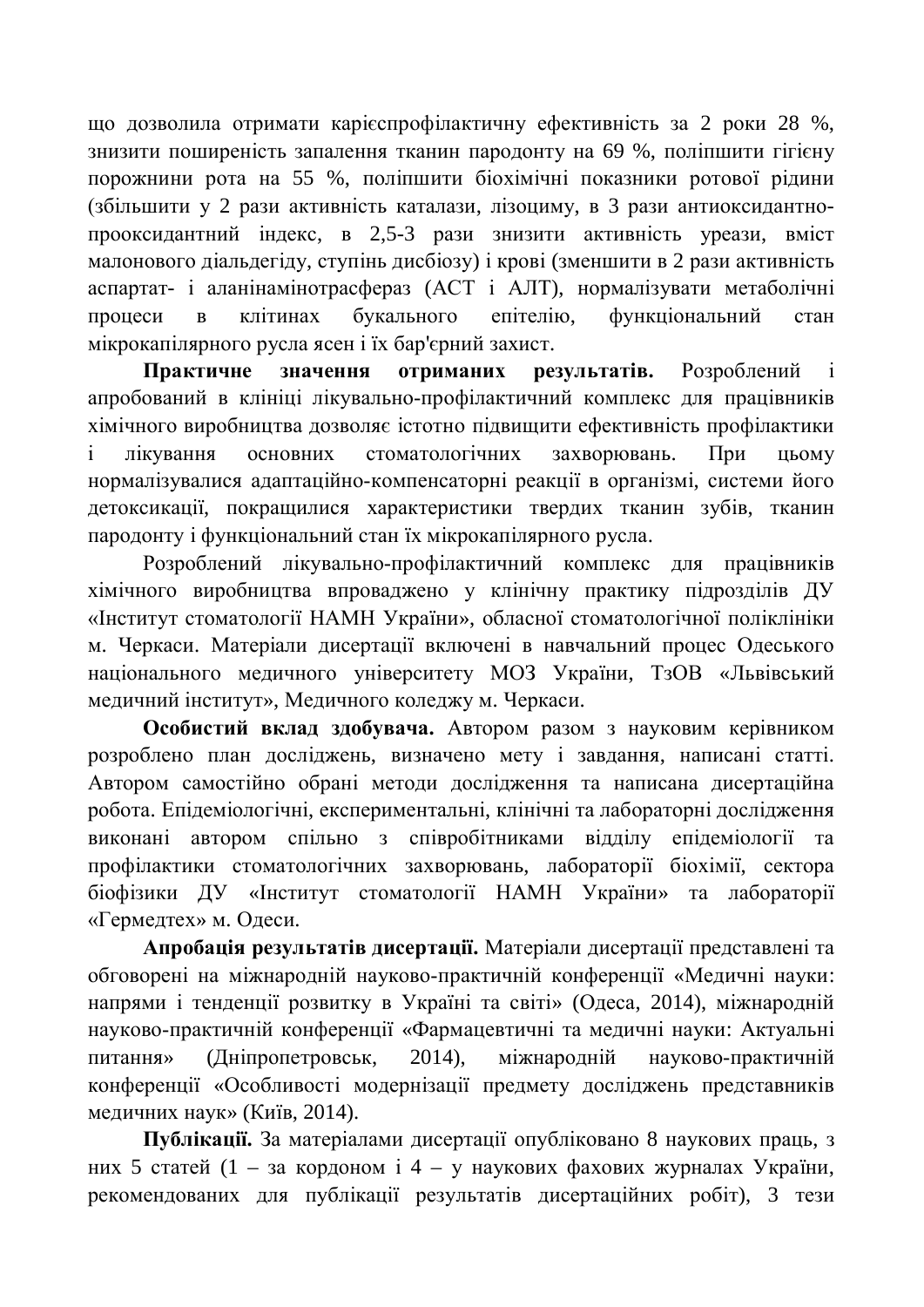що дозволила отримати карієспрофілактичну ефективність за 2 роки 28 %, знизити поширеність запалення тканин пародонту на 69 %, поліпшити гігієну порожнини рота на 55 %, поліпшити біохімічні показники ротової рідини (збільшити у 2 рази активність каталази, лізоциму, в 3 рази антиоксидантно-прооксидантний індекс, в 2,5-3 рази знизити активність уреази, вміст малонового діальдегіду, ступінь дисбіозу) і крові (зменшити в 2 рази активність аспартат- і аланінамінотрасфераз (АСТ і АЛТ), нормалізувати метаболічні процеси в клітинах букального епітелію, функціональний стан мікрокапілярного русла ясен і їх бар'єрний захист.

**Практичне значення отриманих результатів.** Розроблений і апробований в клініці лікувально-профілактичний комплекс для працівників хімічного виробництва дозволяє істотно підвищити ефективність профілактики і лікування основних стоматологічних захворювань. При цьому нормалізувалися адаптаційно-компенсаторні реакції в організмі, системи його детоксикації, покращилися характеристики твердих тканин зубів, тканин пародонту і функціональний стан їх мікрокапілярного русла.

Розроблений лікувально-профілактичний комплекс для працівників хімічного виробництва впроваджено у клінічну практику підрозділів ДУ «Інститут стоматології НАМН України», обласної стоматологічної поліклініки м. Черкаси. Матеріали дисертації включені в навчальний процес Одеського національного медичного університету МОЗ України, ТзОВ «Львівський медичний інститут», Медичного коледжу м. Черкаси.

**Особистий вклад здобувача.** Автором разом з науковим керівником розроблено план досліджень, визначено мету і завдання, написані статті. Автором самостійно обрані методи дослідження та написана дисертаційна робота. Епідеміологічні, експериментальні, клінічні та лабораторні дослідження виконані автором спільно з співробітниками відділу епідеміології та профілактики стоматологічних захворювань, лабораторії біохімії, сектора біофізики ДУ «Інститут стоматології НАМН України» та лабораторії «Гермедтех» м. Одеси.

**Апробація результатів дисертації.** Матеріали дисертації представлені та обговорені на міжнародній науково-практичній конференції «Медичні науки: напрями і тенденції розвитку в Україні та світі» (Одеса, 2014), міжнародній науково-практичній конференції «Фармацевтичні та медичні науки: Актуальні питання» (Дніпропетровськ, 2014), міжнародній науково-практичній конференції «Особливості модернізації предмету досліджень представників медичних наук» (Київ, 2014).

**Публікації.** За матеріалами дисертації опубліковано 8 наукових праць, з них 5 статей (1 – за кордоном і 4 – у наукових фахових журналах України, рекомендованих для публікації результатів дисертаційних робіт), 3 тези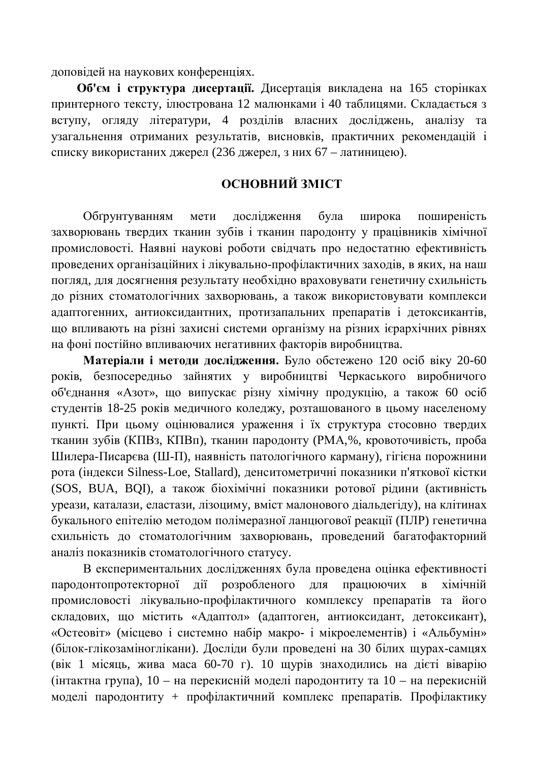доповідей на наукових конференціях.

**Об'єм і структура дисертації.** Дисертація викладена на 165 сторінках принтерного тексту, ілюстрована 12 малюнками і 40 таблицями. Складається з вступу, огляду літератури, 4 розділів власних досліджень, аналізу та узагальнення отриманих результатів, висновків, практичних рекомендацій і списку використаних джерел (236 джерел, з них 67 – латиницею).

## ОСНОВНИЙ ЗМІСТ

Обгрунтуванням мети дослідження була широка поширеність захворювань твердих тканин зубів і тканин пародонту у працівників хімічної промисловості. Наявні наукові роботи свідчать про недостатню ефективність проведених організаційних і лікувально-профілактичних заходів, в яких, на наш погляд, для досягнення результату необхідно враховувати генетичну схильність до різних стоматологічних захворювань, а також використовувати комплекси адаптогенних, антиоксидантних, протизапальних препаратів і детоксикантів, що впливають на різні захисні системи організму на різних ієрархічних рівнях на фоні постійно впливаючих негативних факторів виробництва.

**Матеріали і методи дослідження.** Було обстежено 120 осіб віку 20-60 років, безпосередньо зайнятих у виробництві Черкаського виробничого об'єднання «Азот», що випускає різну хімічну продукцію, а також 60 осіб студентів 18-25 років медичного коледжу, розташованого в цьому населеному пункті. При цьому оцінювалися ураження і їх структура стосовно твердих тканин зубів (КПВз, КПВп), тканин пародонту (РМА,%, кровоточивість, проба Шилера-Писарєва (Ш-П), наявність патологічного карману), гігієна порожнини рота (індекси Silness-Loe, Stallard), денситометричні показники п'яткової кістки (SOS, BUA, BQI), а також біохімічні показники ротової рідини (активність уреази, каталази, еластази, лізоциму, вміст малонового діальдегіду), на клітинах букального епітелію методом полімеразної ланцюгової реакції (ПЛР) генетична схильність до стоматологічним захворювань, проведений багатофакторний аналіз показників стоматологічного статусу.

В експериментальних дослідженнях була проведена оцінка ефективності пародонтопротекторної дії розробленого для працюючих в хімічній промисловості лікувально-профілактичного комплексу препаратів та його складових, що містить «Адаптол» (адаптоген, антиоксидант, детоксикант), «Остеовіт» (місцево і системно набір макро- і мікроелементів) і «Альбумін» (білок-глікозаміноглікани). Досліди були проведені на 30 білих щурах-самцях (вік 1 місяць, жива маса 60-70 г). 10 щурів знаходились на дієті віварію (інтактна група), 10 – на перекисній моделі пародонтиту та 10 – на перекисній моделі пародонтиту + профілактичний комплекс препаратів. Профілактику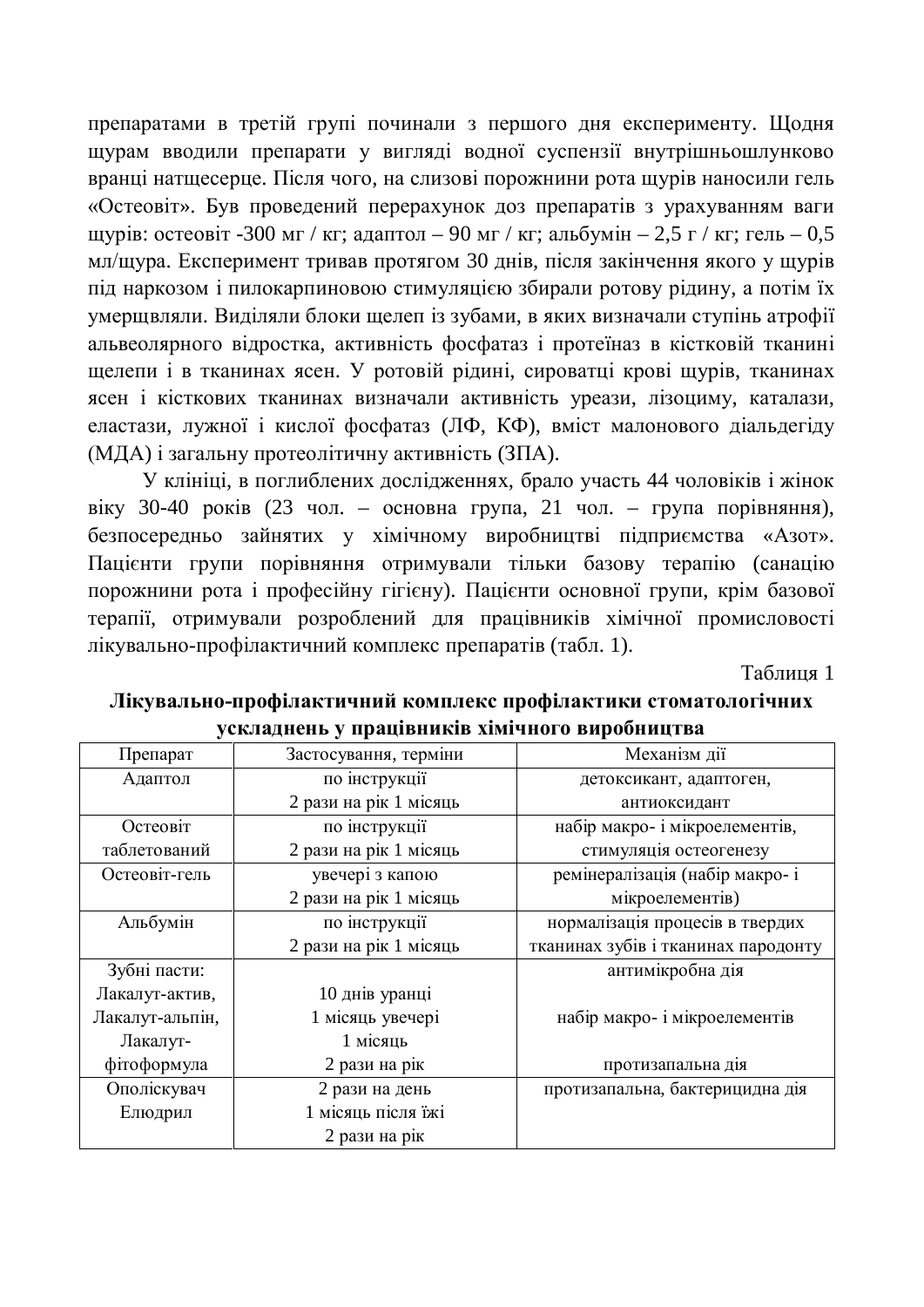препаратами в третій групі починали з першого дня експерименту. Щодня щурам вводили препарати у вигляді водної суспензії внутрішньошлунково вранці натщесерце. Після чого, на слизові порожнини рота щурів наносили гель «Остеовіт». Був проведений перерахунок доз препаратів з урахуванням ваги щурів: остеовіт -300 мг / кг; адаптол – 90 мг / кг; альбумін – 2,5 г / кг; гель – 0,5 мл/щура. Експеримент тривав протягом 30 днів, після закінчення якого у щурів під наркозом і пілокарпиновою стимуляцією збирали ротову рідину, а потім їх умерщвляли. Виділяли блоки щелеп із зубами, в яких визначали ступінь атрофії альвеолярного відростка, активність фосфатаз і протеїназ в кістковій тканині щелепи і в тканинах ясен. У ротовій рідині, сироватці крові щурів, тканинах ясен і кісткових тканинах визначали активність уреази, лізоциму, каталази, еластази, лужної і кислої фосфатаз (ЛФ, КФ), вміст малонового діальдегіду (МДА) і загальну протеолітичну активність (ЗПА).

У клініці, в поглиблених дослідженнях, брало участь 44 чоловіків і жінок віку 30-40 років (23 чол. – основна група, 21 чол. – група порівняння), безпосередньо зайнятих у хімічному виробництві підприємства «Азот». Пацієнти групи порівняння отримували тільки базову терапію (санацію порожнини рота і професійну гігієну). Пацієнти основної групи, крім базової терапії, отримували розроблений для працівників хімічної промисловості лікувально-профілактичний комплекс препаратів (табл. 1).

Таблиця 1

**Лікувально-профілактичний комплекс профілактики стоматологічних ускладнень у працівників хімічного виробництва**

| Препарат | Застосування, терміни | Механізм дії |
|---|---|---|
| Адаптол | по інструкції 2 рази на рік 1 місяць | детоксикант, адаптоген, антиоксидант |
| Остеовіт таблетований | по інструкції 2 рази на рік 1 місяць | набір макро- і мікроелементів, стимуляція остеогенезу |
| Остеовіт-гель | увечері з капою 2 рази на рік 1 місяць | ремінералізація (набір макро- і мікроелементів) |
| Альбумін | по інструкції 2 рази на рік 1 місяць | нормалізація процесів в твердих тканинах зубів і тканинах пародонту |
| Зубні пасти: Лакалут-актив, Лакалут-альпін, Лакалут-фітоформула | 10 днів уранці 1 місяць увечері 1 місяць 2 рази на рік | антимікробна дія набір макро- і мікроелементів протизапальна дія |
| Ополіскувач Елюдрил | 2 рази на день 1 місяць після їжі 2 рази на рік | протизапальна, бактерицидна дія |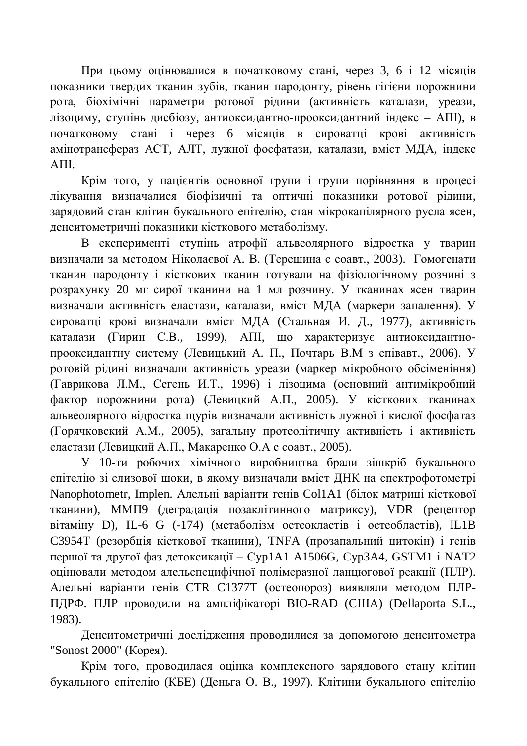При цьому оцінювалися в початковому стані, через 3, 6 і 12 місяців показники твердих тканин зубів, тканин пародонту, рівень гігієни порожнини рота, біохімічні параметри ротової рідини (активність каталази, уреази, лізоциму, ступінь дисбіозу, антиоксидантно-прооксидантний індекс – АПІ), в початковому стані і через 6 місяців в сироватці крові активність амінотрансфераз АСТ, АЛТ, лужної фосфатази, каталази, вміст МДА, індекс АПІ.

Крім того, у пацієнтів основної групи і групи порівняння в процесі лікування визначалися біофізичні та оптичні показники ротової рідини, зарядовий стан клітин букального епітелію, стан мікрокапілярного русла ясен, денситометричні показники кісткового метаболізму.

В експерименті ступінь атрофії альвеолярного відростка у тварин визначали за методом Ніколаєвої А. В. (Терешина с соавт., 2003). Гомогенати тканин пародонту і кісткових тканин готували на фізіологічному розчині з розрахунку 20 мг сирої тканини на 1 мл розчину. У тканинах ясен тварин визначали активність еластази, каталази, вміст МДА (маркери запалення). У сироватці крові визначали вміст МДА (Стальная И. Д., 1977), активність каталази (Гирин С.В., 1999), АПІ, що характеризує антиоксидантно-прооксидантну систему (Левицький А. П., Почтарь В.М з співавт., 2006). У ротовій рідині визначали активність уреази (маркер мікробного обсіменіння) (Гаврикова Л.М., Сегень И.Т., 1996) і лізоцима (основний антимікробний фактор порожнини рота) (Левицкий А.П., 2005). У кісткових тканинах альвеолярного відростка щурів визначали активність лужної і кислої фосфатаз (Горячковский А.М., 2005), загальну протеолітичну активність і активність еластази (Левицкий А.П., Макаренко О.А с соавт., 2005).

У 10-ти робочих хімічного виробництва брали зішкріб букального епітелію зі слизової щоки, в якому визначали вміст ДНК на спектрофотометрі Nanophotometr, Implen. Алельні варіанти генів Col1A1 (білок матриці кісткової тканини), ММП9 (деградація позаклітинного матриксу), VDR (рецептор вітаміну D), IL-6 G (-174) (метаболізм остеокластів і остеобластів), IL1B C3954T (резорбція кісткової тканини), TNFA (прозапальний цитокін) і генів першої та другої фаз детоксикації – Cyp1A1 A1506G, Cyp3A4, GSTM1 і NAT2 оцінювали методом алельспецифічної полімеразної ланцюгової реакції (ПЛР). Алельні варіанти генів CTR C1377T (остеопороз) виявляли методом ПЛР-ПДРФ. ПЛР проводили на ампліфікаторі BIO-RAD (США) (Dellaporta S.L., 1983).

Денситометричні дослідження проводилися за допомогою денситометра "Sonost 2000" (Корея).

Крім того, проводилася оцінка комплексного зарядового стану клітин букального епітелію (КБЕ) (Деньга О. В., 1997). Клітини букального епітелію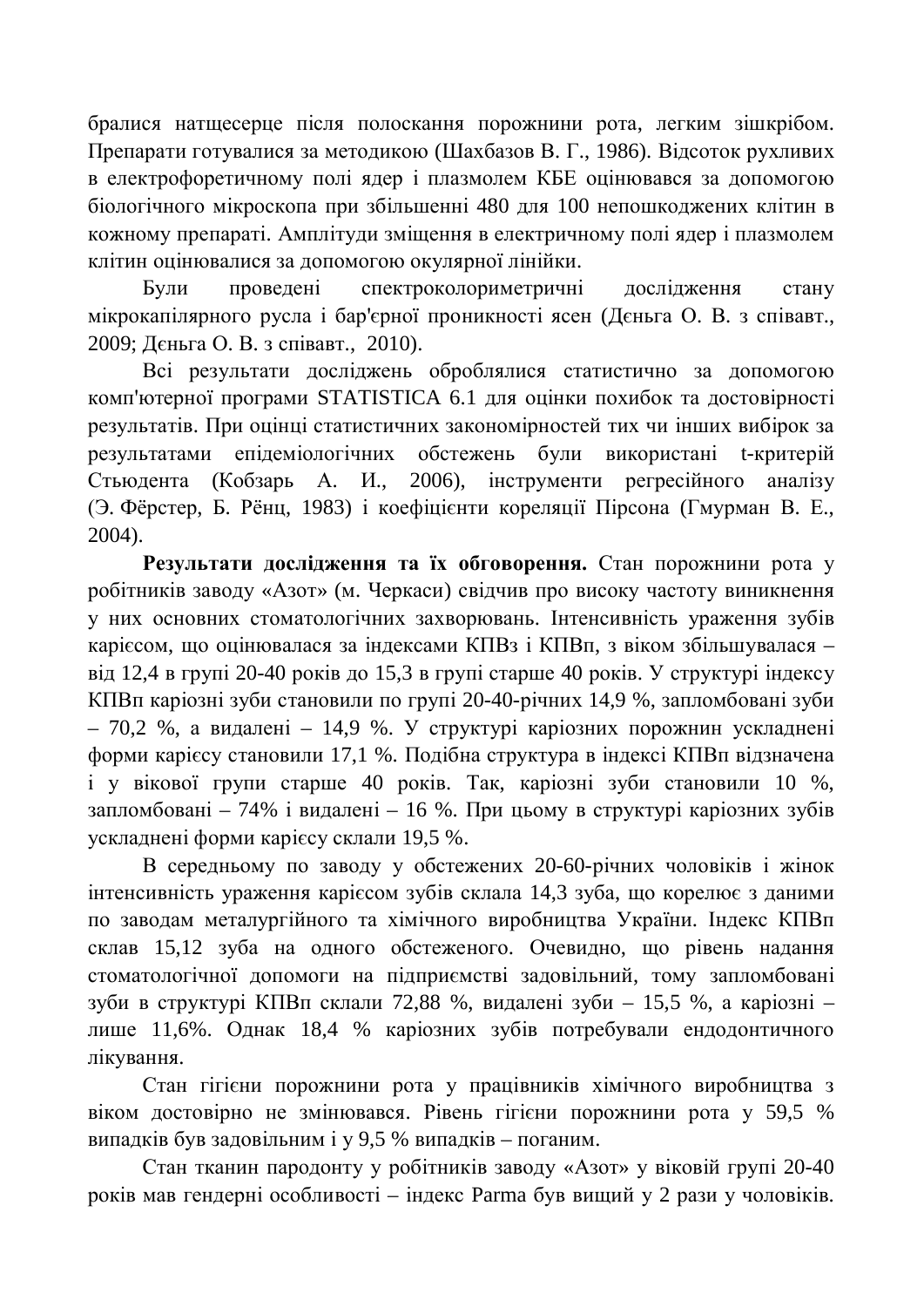бралися натщесерце після полоскання порожнини рота, легким зішкрібом. Препарати готувалися за методикою (Шахбазов В. Г., 1986). Відсоток рухливих в електрофоретичному полі ядер і плазмолем КБЕ оцінювався за допомогою біологічного мікроскопа при збільшенні 480 для 100 непошкоджених клітин в кожному препараті. Амплітуди зміщення в електричному полі ядер і плазмолем клітин оцінювалися за допомогою окулярної лінійки.

Були проведені спектроколориметричні дослідження стану мікрокапілярного русла і бар'єрної проникності ясен (Дєньга О. В. з співавт., 2009; Дєньга О. В. з співавт., 2010).

Всі результати досліджень оброблялися статистично за допомогою комп'ютерної програми STATISTICA 6.1 для оцінки похибок та достовірності результатів. При оцінці статистичних закономірностей тих чи інших вибірок за результатами епідеміологічних обстежень були використані t-критерій Стьюдента (Кобзарь А. И., 2006), інструменти регресійного аналізу (Э. Фёрстер, Б. Рёнц, 1983) і коефіцієнти кореляції Пірсона (Гмурман В. Е., 2004).

**Результати дослідження та їх обговорення.** Стан порожнини рота у робітників заводу «Азот» (м. Черкаси) свідчив про високу частоту виникнення у них основних стоматологічних захворювань. Інтенсивність ураження зубів карієсом, що оцінювалася за індексами КПВз і КПВп, з віком збільшувалася – від 12,4 в групі 20-40 років до 15,3 в групі старше 40 років. У структурі індексу КПВп каріозні зуби становили по групі 20-40-річних 14,9 %, запломбовані зуби – 70,2 %, а видалені – 14,9 %. У структурі каріозних порожнин ускладнені форми карієсу становили 17,1 %. Подібна структура в індексі КПВп відзначена і у вікової групи старше 40 років. Так, каріозні зуби становили 10 %, запломбовані – 74% і видалені – 16 %. При цьому в структурі каріозних зубів ускладнені форми карієсу склали 19,5 %.

В середньому по заводу у обстежених 20-60-річних чоловіків і жінок інтенсивність ураження карієсом зубів склала 14,3 зуба, що корелює з даними по заводам металургійного та хімічного виробництва України. Індекс КПВп склав 15,12 зуба на одного обстеженого. Очевидно, що рівень надання стоматологічної допомоги на підприємстві задовільний, тому запломбовані зуби в структурі КПВп склали 72,88 %, видалені зуби – 15,5 %, а каріозні – лише 11,6%. Однак 18,4 % каріозних зубів потребували ендодонтичного лікування.

Стан гігієни порожнини рота у працівників хімічного виробництва з віком достовірно не змінювався. Рівень гігієни порожнини рота у 59,5 % випадків був задовільним і у 9,5 % випадків – поганим.

Стан тканин пародонту у робітників заводу «Азот» у віковій групі 20-40 років мав гендерні особливості – індекс Parma був вищий у 2 рази у чоловіків.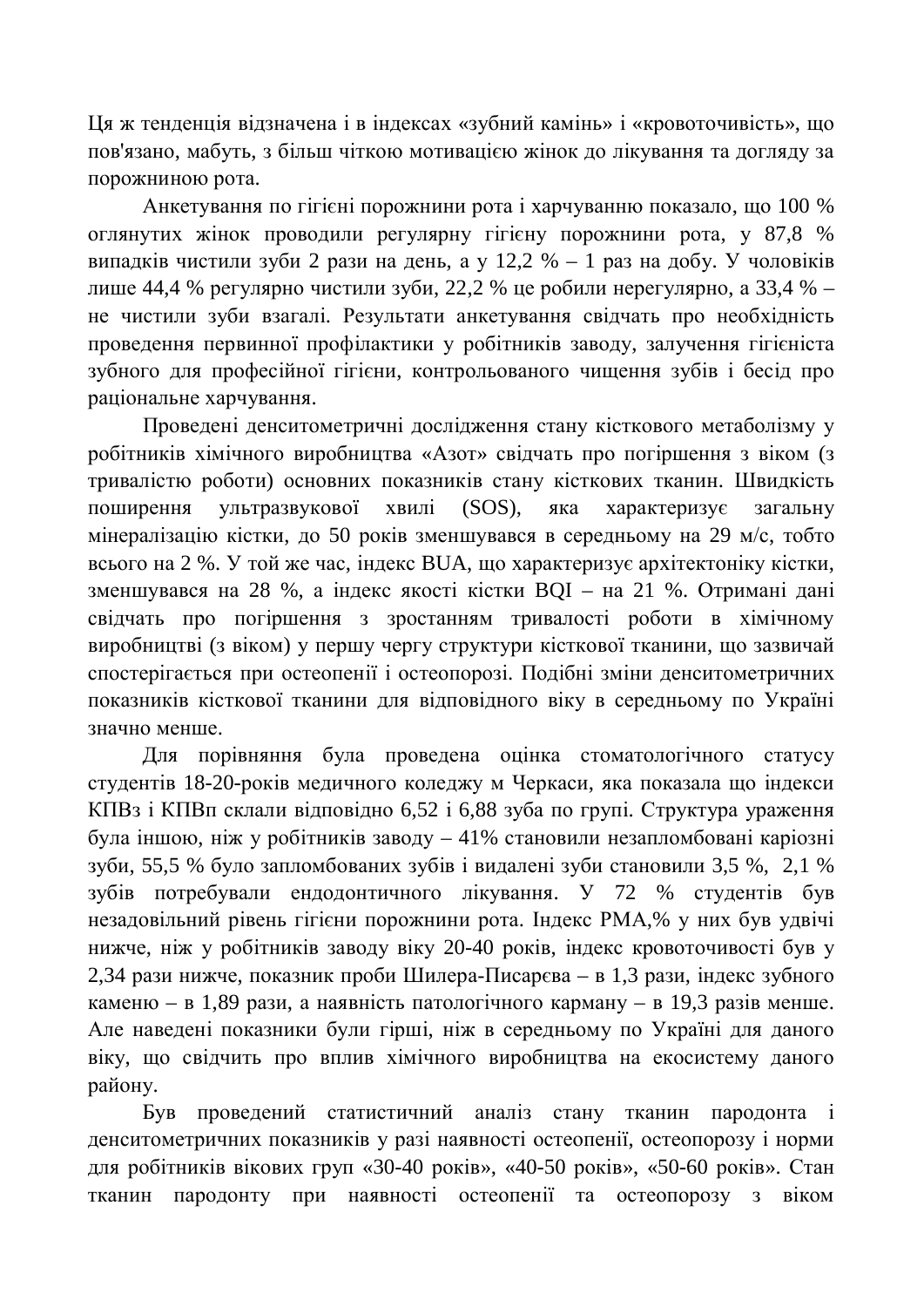Ця ж тенденція відзначена і в індексах «зубний камінь» і «кровоточивість», що пов'язано, мабуть, з більш чіткою мотивацією жінок до лікування та догляду за порожниною рота.

Анкетування по гігієні порожнини рота і харчуванню показало, що 100 % оглянутих жінок проводили регулярну гігієну порожнини рота, у 87,8 % випадків чистили зуби 2 рази на день, а у 12,2 % – 1 раз на добу. У чоловіків лише 44,4 % регулярно чистили зуби, 22,2 % це робили нерегулярно, а 33,4 % – не чистили зуби взагалі. Результати анкетування свідчать про необхідність проведення первинної профілактики у робітників заводу, залучення гігієніста зубного для професійної гігієни, контрольованого чищення зубів і бесід про раціональне харчування.

Проведені денситометричні дослідження стану кісткового метаболізму у робітників хімічного виробництва «Азот» свідчать про погіршення з віком (з тривалістю роботи) основних показників стану кісткових тканин. Швидкість поширення ультразвукової хвилі (SOS), яка характеризує загальну мінералізацію кістки, до 50 років зменшувався в середньому на 29 м/с, тобто всього на 2 %. У той же час, індекс BUA, що характеризує архітектоніку кістки, зменшувався на 28 %, а індекс якості кістки BQI – на 21 %. Отримані дані свідчать про погіршення з зростанням тривалості роботи в хімічному виробництві (з віком) у першу чергу структури кісткової тканини, що зазвичай спостерігається при остеопенії і остеопорозі. Подібні зміни денситометричних показників кісткової тканини для відповідного віку в середньому по Україні значно менше.

Для порівняння була проведена оцінка стоматологічного статусу студентів 18-20-років медичного коледжу м Черкаси, яка показала що індекси КПВз і КПВп склали відповідно 6,52 і 6,88 зуба по групі. Структура ураження була іншою, ніж у робітників заводу – 41% становили незапломбовані каріозні зуби, 55,5 % було запломбованих зубів і видалені зуби становили 3,5 %, 2,1 % зубів потребували ендодонтичного лікування. У 72 % студентів був незадовільний рівень гігієни порожнини рота. Індекс РМА,% у них був удвічі нижче, ніж у робітників заводу віку 20-40 років, індекс кровоточивості був у 2,34 рази нижче, показник проби Шилера-Писарєва – в 1,3 рази, індекс зубного каменю – в 1,89 рази, а наявність патологічного карману – в 19,3 разів менше. Але наведені показники були гірші, ніж в середньому по Україні для даного віку, що свідчить про вплив хімічного виробництва на екосистему даного району.

Був проведений статистичний аналіз стану тканин пародонта і денситометричних показників у разі наявності остеопенії, остеопорозу і норми для робітників вікових груп «30-40 років», «40-50 років», «50-60 років». Стан тканин пародонту при наявності остеопенії та остеопорозу з віком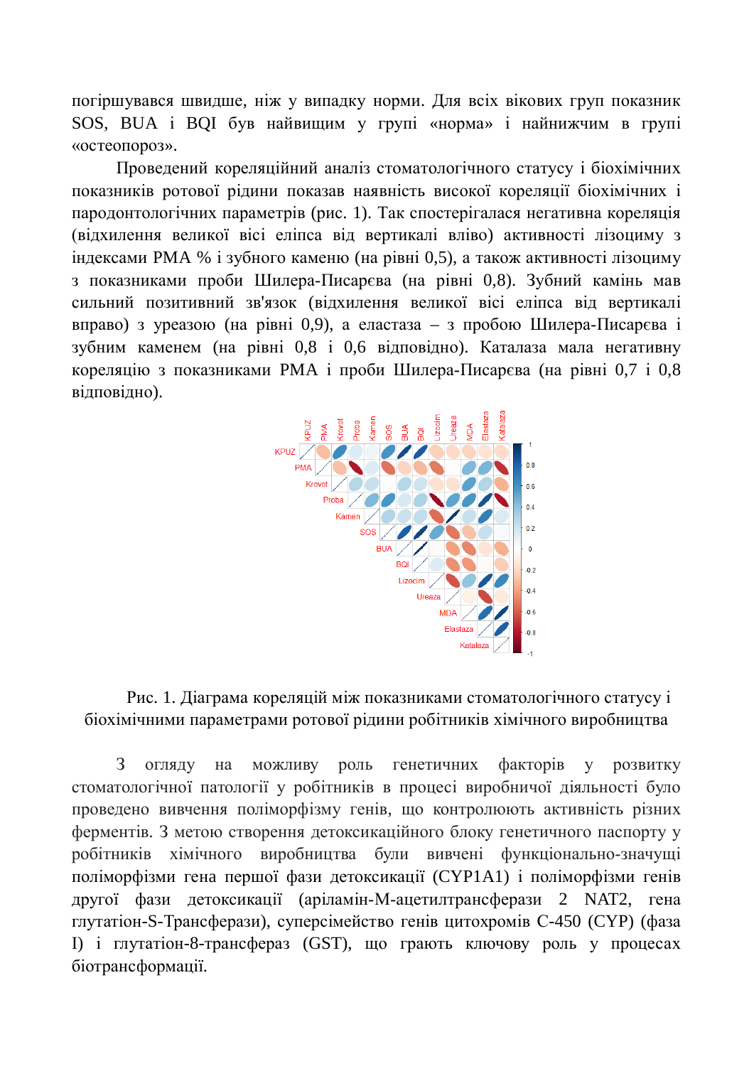погіршувався швидше, ніж у випадку норми. Для всіх вікових груп показник SOS, BUA і BQI був найвищим у групі «норма» і найнижчим в групі «остеопороз».

Проведений кореляційний аналіз стоматологічного статусу і біохімічних показників ротової рідини показав наявність високої кореляції біохімічних і пародонтологічних параметрів (рис. 1). Так спостерігалася негативна кореляція (відхилення великої вісі еліпса від вертикалі вліво) активності лізоциму з індексами РМА % і зубного каменю (на рівні 0,5), а також активності лізоциму з показниками проби Шилера-Писарєва (на рівні 0,8). Зубний камінь мав сильний позитивний зв'язок (відхилення великої вісі еліпса від вертикалі вправо) з уреазою (на рівні 0,9), а еластаза – з пробою Шилера-Писарєва і зубним каменем (на рівні 0,8 і 0,6 відповідно). Каталаза мала негативну кореляцію з показниками РМА і проби Шилера-Писарєва (на рівні 0,7 і 0,8 відповідно).

Рис. 1. Діаграма кореляцій між показниками стоматологічного статусу і біохімічними параметрами ротової рідини робітників хімічного виробництва

З огляду на можливу роль генетичних факторів у розвитку стоматологічної патології у робітників в процесі виробничої діяльності було проведено вивчення поліморфізму генів, що контролюють активність різних ферментів. З метою створення детоксикаційного блоку генетичного паспорту у робітників хімічного виробництва були вивчені функціонально-значущі поліморфізми гена першої фази детоксикації (CYP1A1) і поліморфізми генів другої фази детоксикації (аріламін-N-ацетилтрансферази 2 NAT2, гена глутатіон-S-Трансферази), суперсімейство генів цитохромів С-450 (CYP) (фаза I) і глутатіон-8-трансфераз (GST), що грають ключову роль у процесах біотрансформації.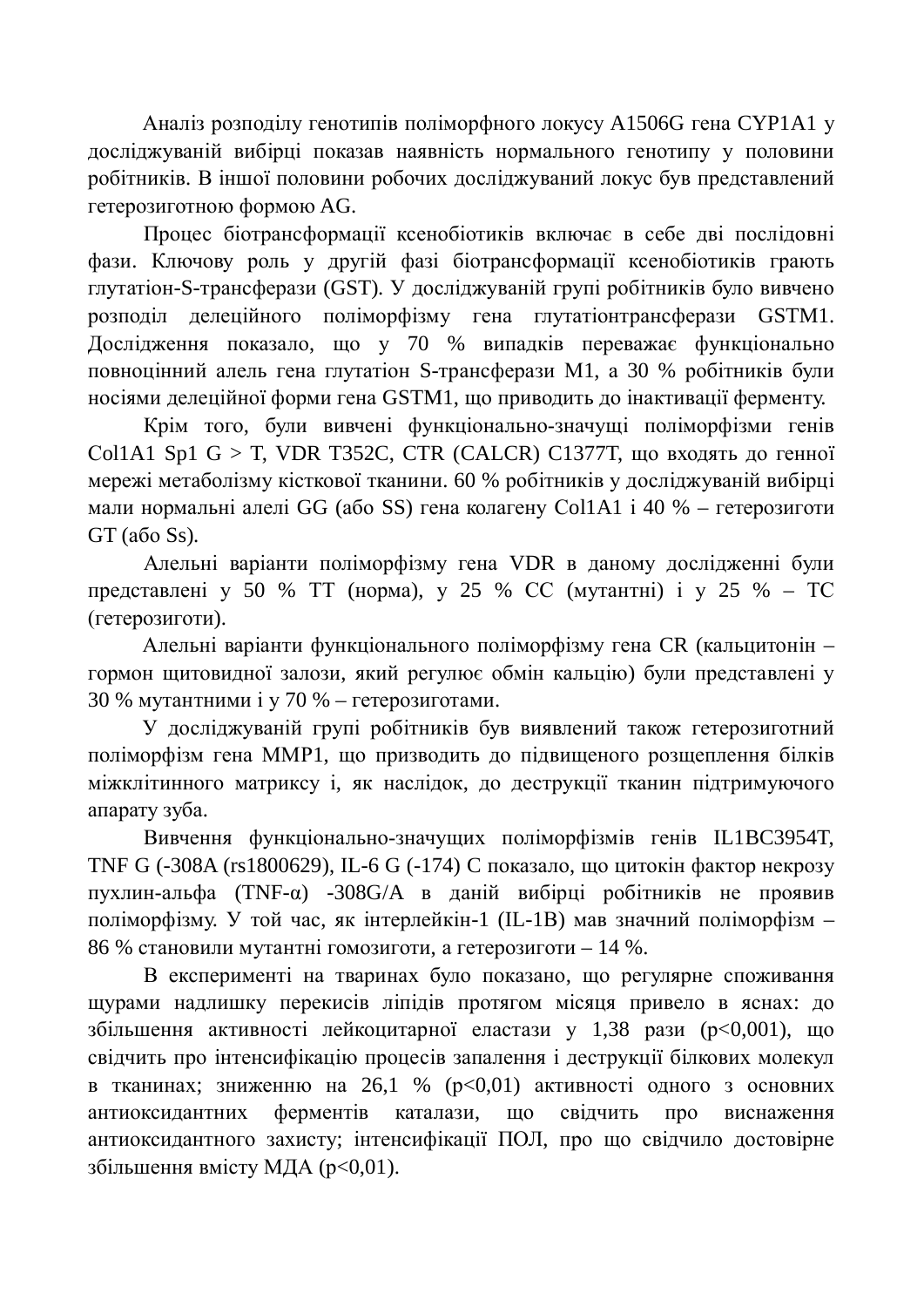Аналіз розподілу генотипів поліморфного локусу A1506G гена CYP1A1 у досліджуваній вибірці показав наявність нормального генотипу у половини робітників. В іншої половини робочих досліджуваний локус був представлений гетерозиготною формою AG.

Процес біотрансформації ксенобіотиків включає в себе дві послідовні фази. Ключову роль у другій фазі біотрансформації ксенобіотиків грають глутатіон-S-трансферази (GST). У досліджуваній групі робітників було вивчено розподіл делеційного поліморфізму гена глутатіонтрансферази GSTM1. Дослідження показало, що у 70 % випадків переважає функціонально повноцінний алель гена глутатіон S-трансферази M1, а 30 % робітників були носіями делеційної форми гена GSTM1, що приводить до інактивації ферменту.

Крім того, були вивчені функціонально-значущі поліморфізми генів Col1A1 Sp1 G > T, VDR T352C, CTR (CALCR) C1377T, що входять до генної мережі метаболізму кісткової тканини. 60 % робітників у досліджуваній вибірці мали нормальні алелі GG (або SS) гена колагену Col1A1 і 40 % – гетерозиготи GT (або Ss).

Алельні варіанти поліморфізму гена VDR в даному дослідженні були представлені у 50 % TT (норма), у 25 % CC (мутантні) і у 25 % – TC (гетерозиготи).

Алельні варіанти функціонального поліморфізму гена CR (кальцитонін – гормон щитовидної залози, який регулює обмін кальцію) були представлені у 30 % мутантними і у 70 % – гетерозиготами.

У досліджуваній групі робітників був виявлений також гетерозиготний поліморфізм гена MMP1, що призводить до підвищеного розщеплення білків міжклітинного матриксу і, як наслідок, до деструкції тканин підтримуючого апарату зуба.

Вивчення функціонально-значущих поліморфізмів генів IL1BC3954T, TNF G (-308A (rs1800629), IL-6 G (-174) C показало, що цитокін фактор некрозу пухлин-альфа (TNF-α) -308G/A в даній вибірці робітників не проявив поліморфізму. У той час, як інтерлейкін-1 (IL-1B) мав значний поліморфізм – 86 % становили мутантні гомозиготи, а гетерозиготи – 14 %.

В експерименті на тваринах було показано, що регулярне споживання щурами надлишку перекисів ліпідів протягом місяця привело в яснах: до збільшення активності лейкоцитарної еластази у 1,38 рази ($p<0,001$), що свідчить про інтенсифікацію процесів запалення і деструкції білкових молекул в тканинах; зниженню на 26,1 % ($p<0,01$) активності одного з основних антиоксидантних ферментів каталази, що свідчить про виснаження антиоксидантного захисту; інтенсифікації ПОЛ, про що свідчило достовірне збільшення вмісту МДА ($p<0,01$).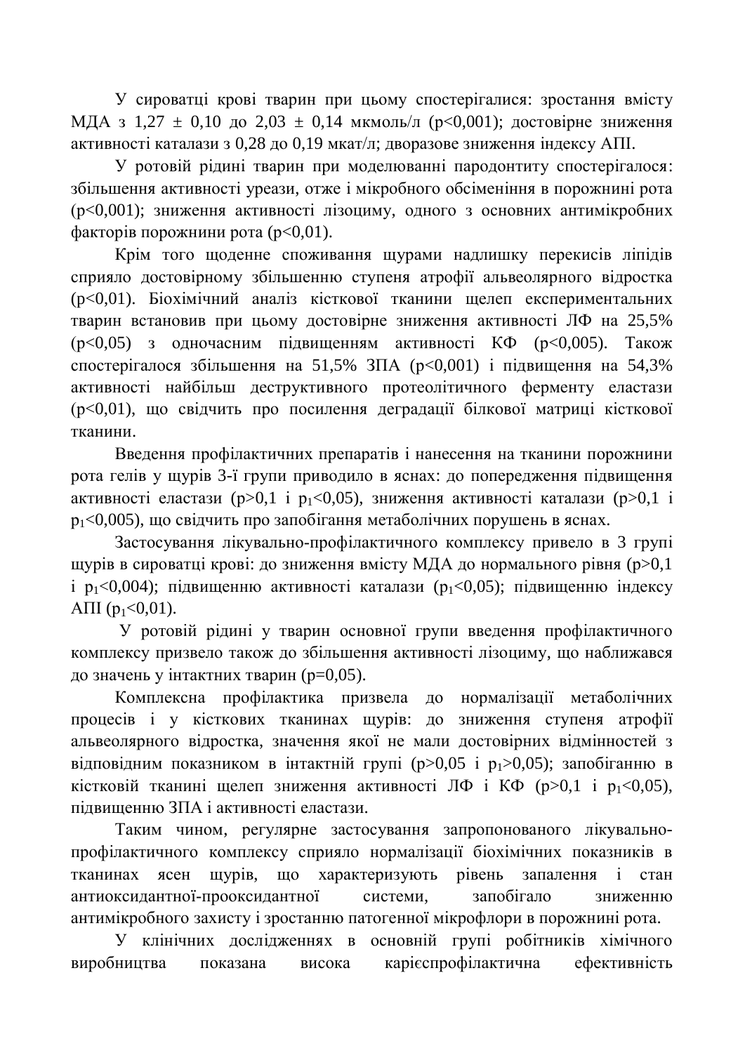У сироватці крові тварин при цьому спостерігалися: зростання вмісту МДА з 1,27 ± 0,10 до 2,03 ± 0,14 мкмоль/л ($p<0,001$); достовірне зниження активності каталази з 0,28 до 0,19 мкат/л; дворазове зниження індексу АПІ.

У ротовій рідині тварин при моделюванні пародонтиту спостерігалося: збільшення активності уреази, отже і мікробного обсіменіння в порожнині рота ($p<0,001$); зниження активності лізоциму, одного з основних антимікробних факторів порожнини рота ($p<0,01$).

Крім того щоденне споживання щурами надлишку перекисів ліпідів сприяло достовірному збільшенню ступеня атрофії альвеолярного відростка ($p<0,01$). Біохімічний аналіз кісткової тканини щелеп експериментальних тварин встановив при цьому достовірне зниження активності ЛФ на 25,5% ($p<0,05$) з одночасним підвищенням активності КФ ($p<0,005$). Також спостерігалося збільшення на 51,5% ЗПА ($p<0,001$) і підвищення на 54,3% активності найбільш деструктивного протеолітичного ферменту еластази ($p<0,01$), що свідчить про посилення деградації білкової матриці кісткової тканини.

Введення профілактичних препаратів і нанесення на тканини порожнини рота гелів у щурів 3-ї групи приводило в яснах: до попередження підвищення активності еластази ($p>0,1$ і $p_1<0,05$), зниження активності каталази ($p>0,1$ і $p_1<0,005$), що свідчить про запобігання метаболічних порушень в яснах.

Застосування лікувально-профілактичного комплексу привело в 3 групі щурів в сироватці крові: до зниження вмісту МДА до нормального рівня ($p>0,1$ і $p_1<0,004$); підвищенню активності каталази ($p_1<0,05$); підвищенню індексу АПІ ($p_1<0,01$).

У ротовій рідині у тварин основної групи введення профілактичного комплексу призвело також до збільшення активності лізоциму, що наближався до значень у інтактних тварин ($p=0,05$).

Комплексна профілактика призвела до нормалізації метаболічних процесів і у кісткових тканинах щурів: до зниження ступеня атрофії альвеолярного відростка, значення якої не мали достовірних відмінностей з відповідним показником в інтактній групі ($p>0,05$ і $p_1>0,05$); запобіганню в кістковій тканині щелеп зниження активності ЛФ і КФ ($p>0,1$ і $p_1<0,05$), підвищенню ЗПА і активності еластази.

Таким чином, регулярне застосування запропонованого лікувально-профілактичного комплексу сприяло нормалізації біохімічних показників в тканинах ясен щурів, що характеризують рівень запалення і стан антиоксидантної-прооксидантної системи, запобігало зниженню антимікробного захисту і зростанню патогенної мікрофлори в порожнині рота.

У клінічних дослідженнях в основній групі робітників хімічного виробництва показана висока карієспрофілактична ефективність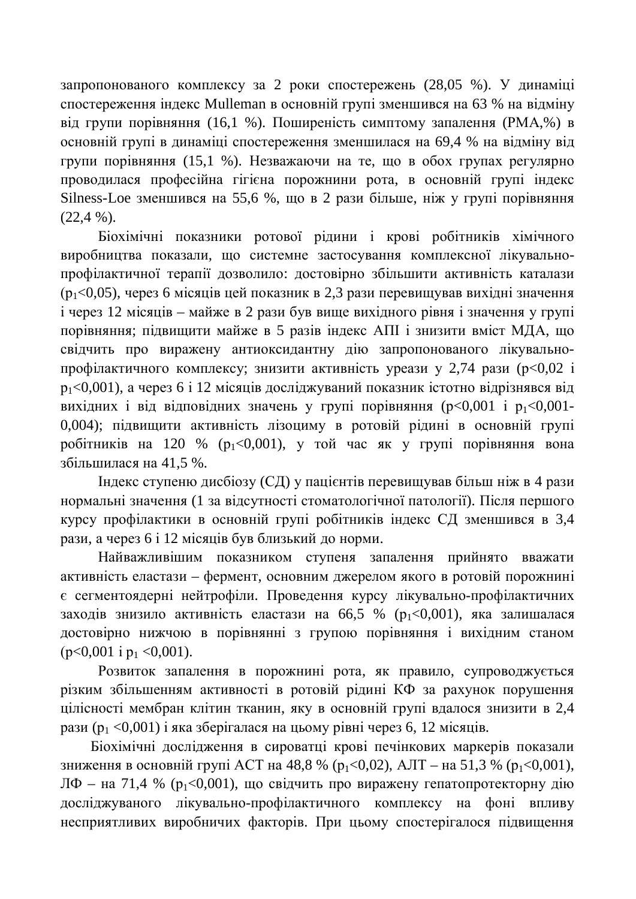запропонованого комплексу за 2 роки спостережень (28,05 %). У динаміці спостереження індекс Mulleman в основній групі зменшився на 63 % на відміну від групи порівняння (16,1 %). Поширеність симптому запалення (РМА,%) в основній групі в динаміці спостереження зменшилася на 69,4 % на відміну від групи порівняння (15,1 %). Незважаючи на те, що в обох групах регулярно проводилася професійна гігієна порожнини рота, в основній групі індекс Silness-Loe зменшився на 55,6 %, що в 2 рази більше, ніж у групі порівняння (22,4 %).

Біохімічні показники ротової рідини і крові робітників хімічного виробництва показали, що системне застосування комплексної лікувально-профілактичної терапії дозволило: достовірно збільшити активність каталази ($p_1$<0,05), через 6 місяців цей показник в 2,3 рази перевищував вихідні значення і через 12 місяців – майже в 2 рази був вище вихідного рівня і значення у групі порівняння; підвищити майже в 5 разів індекс АПІ і знизити вміст МДА, що свідчить про виражену антиоксидантну дію запропонованого лікувально-профілактичного комплексу; знизити активність уреази у 2,74 рази (p<0,02 і $p_1$<0,001), а через 6 і 12 місяців досліджуваний показник істотно відрізнявся від вихідних і від відповідних значень у групі порівняння (p<0,001 і $p_1$<0,001-0,004); підвищити активність лізоциму в ротовій рідині в основній групі робітників на 120 % ($p_1$<0,001), у той час як у групі порівняння вона збільшилася на 41,5 %.

Індекс ступеню дисбіозу (СД) у пацієнтів перевищував більш ніж в 4 рази нормальні значення (1 за відсутності стоматологічної патології). Після першого курсу профілактики в основній групі робітників індекс СД зменшився в 3,4 рази, а через 6 і 12 місяців був близький до норми.

Найважливішим показником ступеня запалення прийнято вважати активність еластази – фермент, основним джерелом якого в ротовій порожнині є сегментоядерні нейтрофіли. Проведення курсу лікувально-профілактичних заходів знизило активність еластази на 66,5 % ($p_1$<0,001), яка залишалася достовірно нижчою в порівнянні з групою порівняння і вихідним станом (p<0,001 і $p_1$ <0,001).

Розвиток запалення в порожнині рота, як правило, супроводжується різким збільшенням активності в ротовій рідині КФ за рахунок порушення цілісності мембран клітин тканин, яку в основній групі вдалося знизити в 2,4 рази ($p_1$ <0,001) і яка зберігалася на цьому рівні через 6, 12 місяців.

Біохімічні дослідження в сироватці крові печінкових маркерів показали зниження в основній групі АСТ на 48,8 % ($p_1$<0,02), АЛТ – на 51,3 % ($p_1$<0,001), ЛФ – на 71,4 % ($p_1$<0,001), що свідчить про виражену гепатопротекторну дію досліджуваного лікувально-профілактичного комплексу на фоні впливу несприятливих виробничих факторів. При цьому спостерігалося підвищення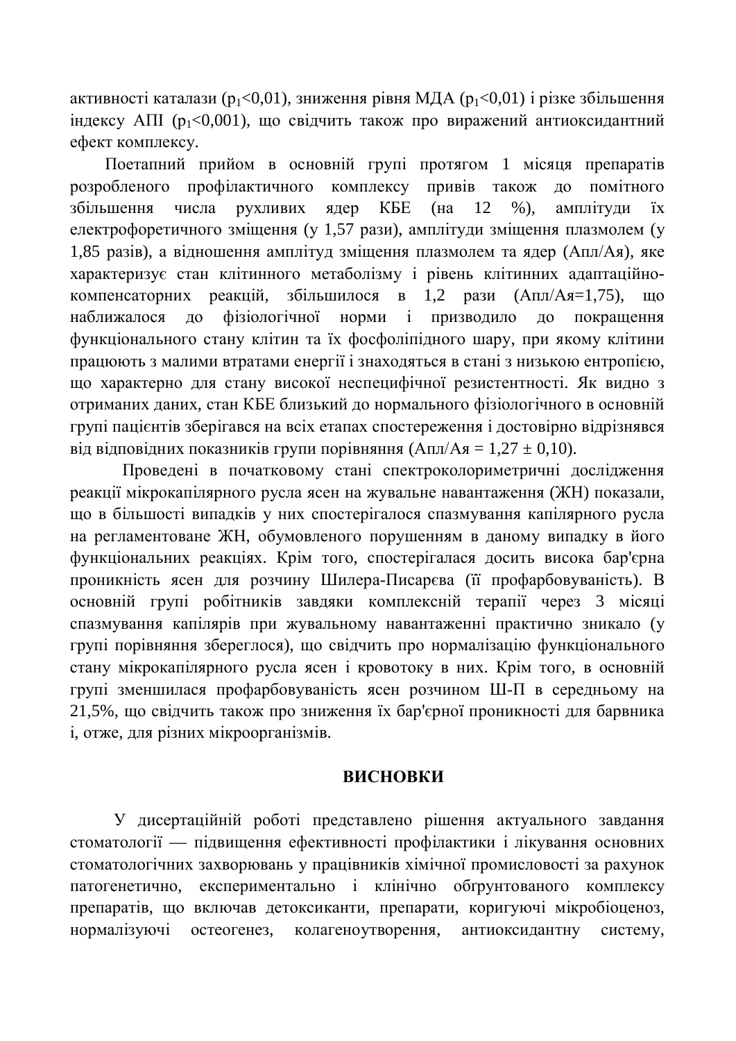активності каталази ($p_1<0,01$), зниження рівня МДА ($p_1<0,01$) і різке збільшення індексу АПІ ($p_1<0,001$), що свідчить також про виражений антиоксидантний ефект комплексу.

Поетапний прийом в основній групі протягом 1 місяця препаратів розробленого профілактичного комплексу привів також до помітного збільшення числа рухливих ядер КБЕ (на 12 %), амплітуди їх електрофоретичного зміщення (у 1,57 рази), амплітуди зміщення плазмолем (у 1,85 разів), а відношення амплітуд зміщення плазмолем та ядер (Апл/Ая), яке характеризує стан клітинного метаболізму і рівень клітинних адаптаційно-компенсаторних реакцій, збільшилося в 1,2 рази (Апл/Ая=1,75), що наближалося до фізіологічної норми і призводило до покращення функціонального стану клітин та їх фосфоліпідного шару, при якому клітини працюють з малими втратами енергії і знаходяться в стані з низькою ентропією, що характерно для стану високої неспецифічної резистентності. Як видно з отриманих даних, стан КБЕ близький до нормального фізіологічного в основній групі пацієнтів зберігався на всіх етапах спостереження і достовірно відрізнявся від відповідних показників групи порівняння (Апл/Ая = 1,27 ± 0,10).

Проведені в початковому стані спектроколориметричні дослідження реакції мікрокапілярного русла ясен на жувальне навантаження (ЖН) показали, що в більшості випадків у них спостерігалося спазмування капілярного русла на регламентоване ЖН, обумовленого порушенням в даному випадку в його функціональних реакціях. Крім того, спостерігалася досить висока бар'єрна проникність ясен для розчину Шилера-Писарєва (її профарбовуваність). В основній групі робітників завдяки комплексній терапії через 3 місяці спазмування капілярів при жувальному навантаженні практично зникало (у групі порівняння збереглося), що свідчить про нормалізацію функціонального стану мікрокапілярного русла ясен і кровотоку в них. Крім того, в основній групі зменшилася профарбовуваність ясен розчином Ш-П в середньому на 21,5%, що свідчить також про зниження їх бар'єрної проникності для барвника і, отже, для різних мікроорганізмів.

## ВИСНОВКИ

У дисертаційній роботі представлено рішення актуального завдання стоматології — підвищення ефективності профілактики і лікування основних стоматологічних захворювань у працівників хімічної промисловості за рахунок патогенетично, експериментально і клінічно обґрунтованого комплексу препаратів, що включав детоксиканти, препарати, коригуючі мікробіоценоз, нормалізуючі остеогенез, колагеноутворення, антиоксидантну систему,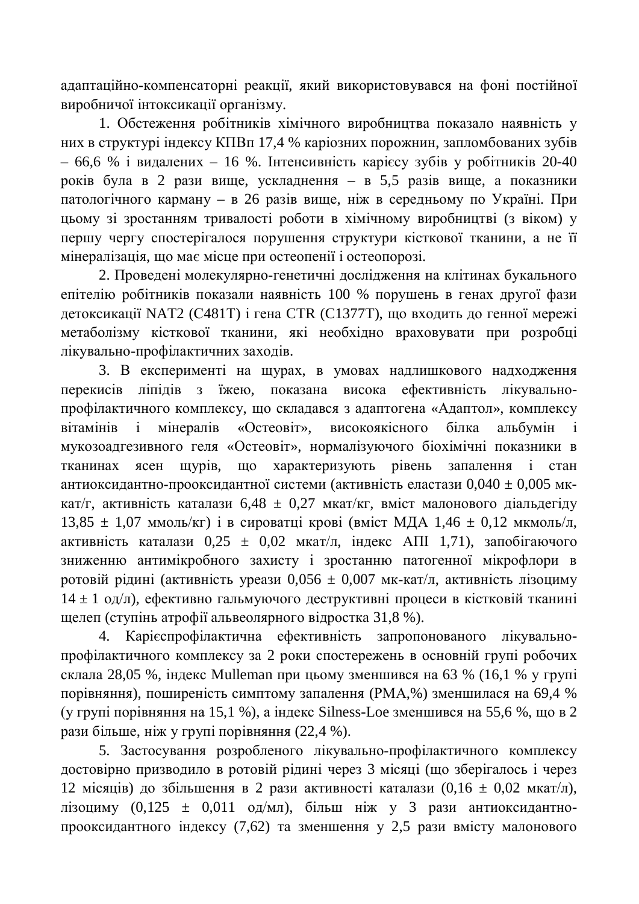адаптаційно-компенсаторні реакції, який використовувався на фоні постійної виробничої інтоксикації організму.

1. Обстеження робітників хімічного виробництва показало наявність у них в структурі індексу КПВп 17,4 % каріозних порожнин, запломбованих зубів – 66,6 % і видалених – 16 %. Інтенсивність карієсу зубів у робітників 20-40 років була в 2 рази вище, ускладнення – в 5,5 разів вище, а показники патологічного карману – в 26 разів вище, ніж в середньому по Україні. При цьому зі зростанням тривалості роботи в хімічному виробництві (з віком) у першу чергу спостерігалося порушення структури кісткової тканини, а не її мінералізація, що має місце при остеопенії і остеопорозі.

2. Проведені молекулярно-генетичні дослідження на клітинах букального епітелію робітників показали наявність 100 % порушень в генах другої фази детоксикації NAT2 (C481T) і гена CTR (C1377T), що входить до генної мережі метаболізму кісткової тканини, які необхідно враховувати при розробці лікувально-профілактичних заходів.

3. В експерименті на щурах, в умовах надлишкового надходження перекисів ліпідів з їжею, показана висока ефективність лікувально-профілактичного комплексу, що складався з адаптогена «Адаптол», комплексу вітамінів і мінералів «Остеовіт», високоякісного білка альбумін і мукозоадгезивного геля «Остеовіт», нормалізуючого біохімічні показники в тканинах ясен щурів, що характеризують рівень запалення і стан антиоксидантно-прооксидантної системи (активність еластази 0,040 ± 0,005 мк-кат/г, активність каталази 6,48 ± 0,27 мкат/кг, вміст малонового діальдегіду 13,85 ± 1,07 ммоль/кг) і в сироватці крові (вміст МДА 1,46 ± 0,12 мкмоль/л, активність каталази 0,25 ± 0,02 мкат/л, індекс АПІ 1,71), запобігаючого зниженню антимікробного захисту і зростанню патогенної мікрофлори в ротовій рідині (активність уреази 0,056 ± 0,007 мк-кат/л, активність лізоциму 14 ± 1 од/л), ефективно гальмуючого деструктивні процеси в кістковій тканині щелеп (ступінь атрофії альвеолярного відростка 31,8 %).

4. Карієспрофілактична ефективність запропонованого лікувально-профілактичного комплексу за 2 роки спостережень в основній групі робочих склала 28,05 %, індекс Mulleman при цьому зменшився на 63 % (16,1 % у групі порівняння), поширеність симптому запалення (РМА,%) зменшилася на 69,4 % (у групі порівняння на 15,1 %), а індекс Silness-Loe зменшився на 55,6 %, що в 2 рази більше, ніж у групі порівняння (22,4 %).

5. Застосування розробленого лікувально-профілактичного комплексу достовірно призводило в ротовій рідині через 3 місяці (що зберігалось і через 12 місяців) до збільшення в 2 рази активності каталази (0,16 ± 0,02 мкат/л), лізоциму (0,125 ± 0,011 од/мл), більш ніж у 3 рази антиоксидантно-прооксидантного індексу (7,62) та зменшення у 2,5 рази вмісту малонового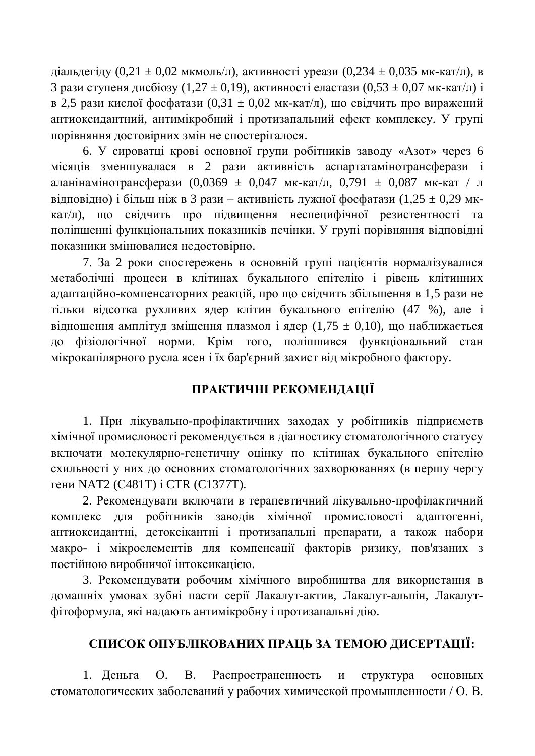діальдегіду (0,21 ± 0,02 мкмоль/л), активності уреази (0,234 ± 0,035 мк-кат/л), в 3 рази ступеня дисбіозу (1,27 ± 0,19), активності еластази (0,53 ± 0,07 мк-кат/л) і в 2,5 рази кислої фосфатази (0,31 ± 0,02 мк-кат/л), що свідчить про виражений антиоксидантний, антимікробний і протизапальний ефект комплексу. У групі порівняння достовірних змін не спостерігалося.

6. У сироватці крові основної групи робітників заводу «Азот» через 6 місяців зменшувалася в 2 рази активність аспартатамінотрансферази і аланінамінотрансферази (0,0369 ± 0,047 мк-кат/л, 0,791 ± 0,087 мк-кат / л відповідно) і більш ніж в 3 рази – активність лужної фосфатази (1,25 ± 0,29 мк-кат/л), що свідчить про підвищення неспецифічної резистентності та поліпшенні функціональних показників печінки. У групі порівняння відповідні показники змінювалися недостовірно.

7. За 2 роки спостережень в основній групі пацієнтів нормалізувалися метаболічні процеси в клітинах букального епітелію і рівень клітинних адаптаційно-компенсаторних реакцій, про що свідчить збільшення в 1,5 рази не тільки відсотка рухливих ядер клітин букального епітелію (47 %), але і відношення амплітуд зміщення плазмол і ядер (1,75 ± 0,10), що наближається до фізіологічної норми. Крім того, поліпшився функціональний стан мікрокапілярного русла ясен і їх бар'єрний захист від мікробного фактору.

## ПРАКТИЧНІ РЕКОМЕНДАЦІЇ

1. При лікувально-профілактичних заходах у робітників підприємств хімічної промисловості рекомендується в діагностику стоматологічного статусу включати молекулярно-генетичну оцінку по клітинах букального епітелію схильності у них до основних стоматологічних захворюваннях (в першу чергу гени NAT2 (C481T) і CTR (C1377T).

2. Рекомендувати включати в терапевтичний лікувально-профілактичний комплекс для робітників заводів хімічної промисловості адаптогенні, антиоксидантні, детоксікантні і протизапальні препарати, а також набори макро- і мікроелементів для компенсації факторів ризику, пов'язаних з постійною виробничої інтоксикацією.

3. Рекомендувати робочим хімічного виробництва для використання в домашніх умовах зубні пасти серії Лакалут-актив, Лакалут-альпін, Лакалут-фітоформула, які надають антимікробну і протизапальні дію.

## СПИСОК ОПУБЛІКОВАНИХ ПРАЦЬ ЗА ТЕМОЮ ДИСЕРТАЦІЇ:

1. Деньга О. В. Распространенность и структура основных стоматологических заболеваний у рабочих химической промышленности / О. В.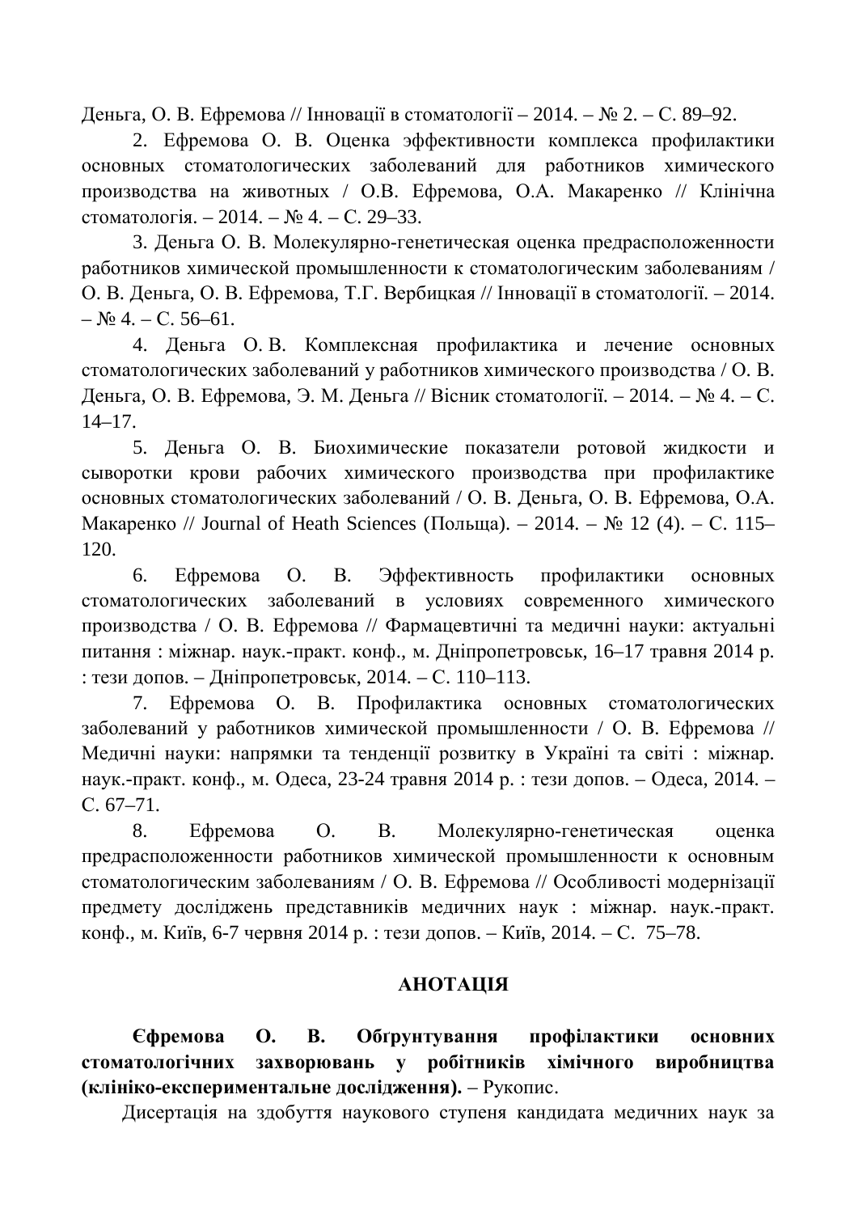Деньга, О. В. Ефремова // Інновації в стоматології – 2014. – № 2. – С. 89–92.

2. Ефремова О. В. Оценка эффективности комплекса профилактики основных стоматологических заболеваний для работников химического производства на животных / О.В. Ефремова, О.А. Макаренко // Клінічна стоматологія. – 2014. – № 4. – С. 29–33.

3. Деньга О. В. Молекулярно-генетическая оценка предрасположенности работников химической промышленности к стоматологическим заболеваниям / О. В. Деньга, О. В. Ефремова, Т.Г. Вербицкая // Інновації в стоматології. – 2014. – № 4. – С. 56–61.

4. Деньга О. В. Комплексная профилактика и лечение основных стоматологических заболеваний у работников химического производства / О. В. Деньга, О. В. Ефремова, Э. М. Деньга // Вісник стоматології. – 2014. – № 4. – С. 14–17.

5. Деньга О. В. Биохимические показатели ротовой жидкости и сыворотки крови рабочих химического производства при профилактике основных стоматологических заболеваний / О. В. Деньга, О. В. Ефремова, О.А. Макаренко // Journal of Heath Sciences (Польща). – 2014. – № 12 (4). – С. 115–120.

6. Ефремова О. В. Эффективность профилактики основных стоматологических заболеваний в условиях современного химического производства / О. В. Ефремова // Фармацевтичні та медичні науки: актуальні питання : міжнар. наук.-практ. конф., м. Дніпропетровськ, 16–17 травня 2014 р. : тези допов. – Дніпропетровськ, 2014. – С. 110–113.

7. Ефремова О. В. Профилактика основных стоматологических заболеваний у работников химической промышленности / О. В. Ефремова // Медичні науки: напрямки та тенденції розвитку в Україні та світі : міжнар. наук.-практ. конф., м. Одеса, 23-24 травня 2014 р. : тези допов. – Одеса, 2014. – С. 67–71.

8. Ефремова О. В. Молекулярно-генетическая оценка предрасположенности работников химической промышленности к основным стоматологическим заболеваниям / О. В. Ефремова // Особливості модернізації предмету досліджень представників медичних наук : міжнар. наук.-практ. конф., м. Київ, 6-7 червня 2014 р. : тези допов. – Київ, 2014. – С. 75–78.

## АНОТАЦІЯ

**Єфремова О. В. Обґрунтування профілактики основних стоматологічних захворювань у робітників хімічного виробництва (клініко-експериментальне дослідження).** – Рукопис.

Дисертація на здобуття наукового ступеня кандидата медичних наук за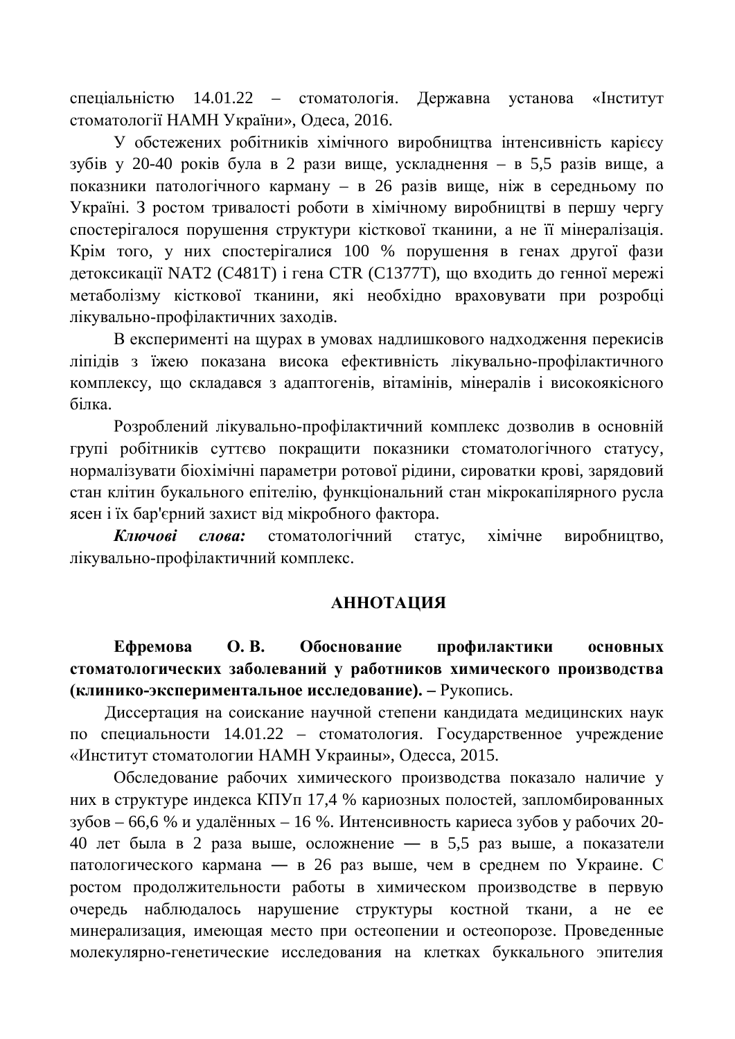спеціальністю 14.01.22 – стоматологія. Державна установа «Інститут стоматології НАМН України», Одеса, 2016.

У обстежених робітників хімічного виробництва інтенсивність карієсу зубів у 20-40 років була в 2 рази вище, ускладнення – в 5,5 разів вище, а показники патологічного карману – в 26 разів вище, ніж в середньому по Україні. З ростом тривалості роботи в хімічному виробництві в першу чергу спостерігалося порушення структури кісткової тканини, а не її мінералізація. Крім того, у них спостерігалися 100 % порушення в генах другої фази детоксикації NAT2 (C481T) і гена CTR (C1377T), що входить до генної мережі метаболізму кісткової тканини, які необхідно враховувати при розробці лікувально-профілактичних заходів.

В експерименті на щурах в умовах надлишкового надходження перекисів ліпідів з їжею показана висока ефективність лікувально-профілактичного комплексу, що складався з адаптогенів, вітамінів, мінералів і високоякісного білка.

Розроблений лікувально-профілактичний комплекс дозволив в основній групі робітників суттєво покращити показники стоматологічного статусу, нормалізувати біохімічні параметри ротової рідини, сироватки крові, зарядовий стан клітин букального епітелію, функціональний стан мікрокапілярного русла ясен і їх бар'єрний захист від мікробного фактора.

***Ключові слова:*** стоматологічний статус, хімічне виробництво, лікувально-профілактичний комплекс.

## АННОТАЦИЯ

**Ефремова О. В. Обоснование профилактики основных стоматологических заболеваний у работников химического производства (клинико-экспериментальное исследование). –** Рукопись.

Диссертация на соискание научной степени кандидата медицинских наук по специальности 14.01.22 – стоматология. Государственное учреждение «Институт стоматологии НАМН Украины», Одесса, 2015.

Обследование рабочих химического производства показало наличие у них в структуре индекса КПУп 17,4 % кариозных полостей, запломбированных зубов – 66,6 % и удалённых – 16 %. Интенсивность кариеса зубов у рабочих 20-40 лет была в 2 раза выше, осложнение — в 5,5 раз выше, а показатели патологического кармана — в 26 раз выше, чем в среднем по Украине. С ростом продолжительности работы в химическом производстве в первую очередь наблюдалось нарушение структуры костной ткани, а не ее минерализация, имеющая место при остеопении и остеопорозе. Проведенные молекулярно-генетические исследования на клетках буккального эпителия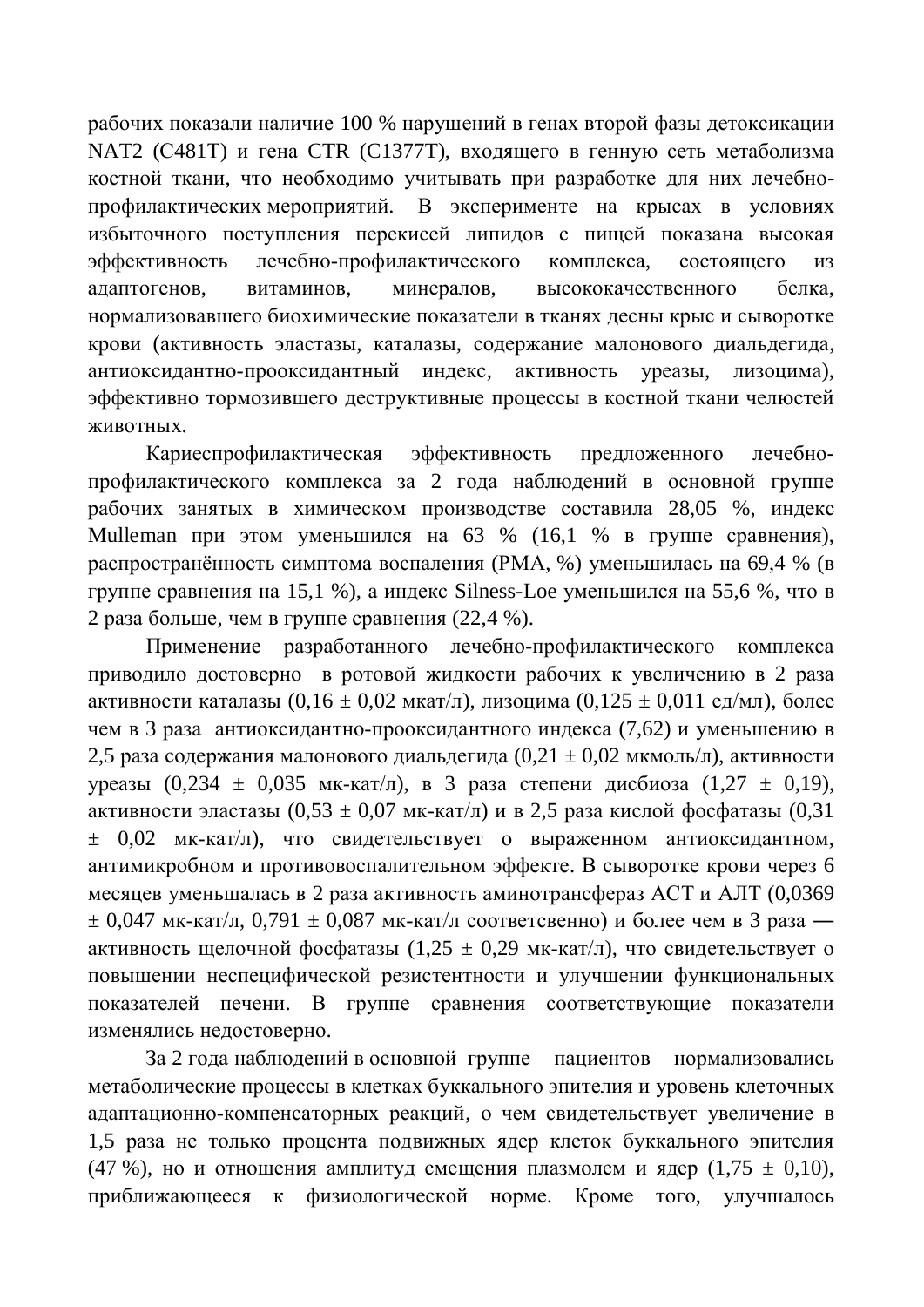рабочих показали наличие 100 % нарушений в генах второй фазы детоксикации NAT2 (C481T) и гена CTR (C1377T), входящего в генную сеть метаболизма костной ткани, что необходимо учитывать при разработке для них лечебно-профилактических мероприятий. В эксперименте на крысах в условиях избыточного поступления перекисей липидов с пищей показана высокая эффективность лечебно-профилактического комплекса, состоящего из адаптогенов, витаминов, минералов, высококачественного белка, нормализовавшего биохимические показатели в тканях десны крыс и сыворотке крови (активность эластазы, каталазы, содержание малонового диальдегида, антиоксидантно-прооксидантный индекс, активность уреазы, лизоцима), эффективно тормозившего деструктивные процессы в костной ткани челюстей животных.

Кариеспрофилактическая эффективность предложенного лечебно-профилактического комплекса за 2 года наблюдений в основной группе рабочих занятых в химическом производстве составила 28,05 %, индекс Mulleman при этом уменьшился на 63 % (16,1 % в группе сравнения), распространённость симптома воспаления (РМА, %) уменьшилась на 69,4 % (в группе сравнения на 15,1 %), а индекс Silness-Loe уменьшился на 55,6 %, что в 2 раза больше, чем в группе сравнения (22,4 %).

Применение разработанного лечебно-профилактического комплекса приводило достоверно в ротовой жидкости рабочих к увеличению в 2 раза активности каталазы (0,16 ± 0,02 мкат/л), лизоцима (0,125 ± 0,011 ед/мл), более чем в 3 раза антиоксидантно-прооксидантного индекса (7,62) и уменьшению в 2,5 раза содержания малонового диальдегида (0,21 ± 0,02 мкмоль/л), активности уреазы (0,234 ± 0,035 мк-кат/л), в 3 раза степени дисбиоза (1,27 ± 0,19), активности эластазы (0,53 ± 0,07 мк-кат/л) и в 2,5 раза кислой фосфатазы (0,31 ± 0,02 мк-кат/л), что свидетельствует о выраженном антиоксидантном, антимикробном и противовоспалительном эффекте. В сыворотке крови через 6 месяцев уменьшалась в 2 раза активность аминотрансфераз АСТ и АЛТ (0,0369 ± 0,047 мк-кат/л, 0,791 ± 0,087 мк-кат/л соответсвенно) и более чем в 3 раза — активность щелочной фосфатазы (1,25 ± 0,29 мк-кат/л), что свидетельствует о повышении неспецифической резистентности и улучшении функциональных показателей печени. В группе сравнения соответствующие показатели изменялись недостоверно.

За 2 года наблюдений в основной группе пациентов нормализовались метаболические процессы в клетках буккального эпителия и уровень клеточных адаптационно-компенсаторных реакций, о чем свидетельствует увеличение в 1,5 раза не только процента подвижных ядер клеток буккального эпителия (47 %), но и отношения амплитуд смещения плазмолем и ядер (1,75 ± 0,10), приближающееся к физиологической норме. Кроме того, улучшалось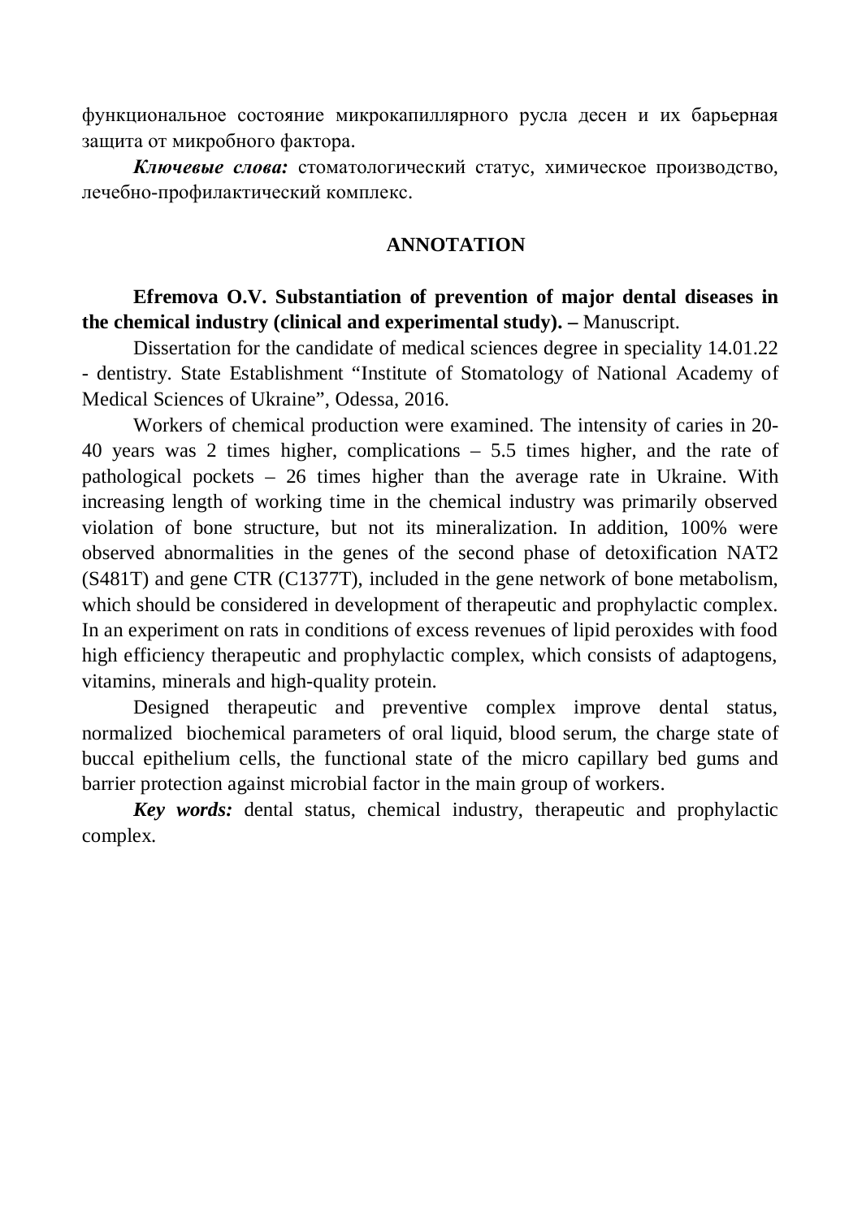функциональное состояние микрокапиллярного русла десен и их барьерная защита от микробного фактора.

***Ключевые слова:*** стоматологический статус, химическое производство, лечебно-профилактический комплекс.

## ANNOTATION

**Efremova O.V. Substantiation of prevention of major dental diseases in the chemical industry (clinical and experimental study). –** Manuscript.

Dissertation for the candidate of medical sciences degree in speciality 14.01.22 - dentistry. State Establishment "Institute of Stomatology of National Academy of Medical Sciences of Ukraine", Odessa, 2016.

Workers of chemical production were examined. The intensity of caries in 20-40 years was 2 times higher, complications – 5.5 times higher, and the rate of pathological pockets – 26 times higher than the average rate in Ukraine. With increasing length of working time in the chemical industry was primarily observed violation of bone structure, but not its mineralization. In addition, 100% were observed abnormalities in the genes of the second phase of detoxification NAT2 (S481T) and gene CTR (C1377T), included in the gene network of bone metabolism, which should be considered in development of therapeutic and prophylactic complex. In an experiment on rats in conditions of excess revenues of lipid peroxides with food high efficiency therapeutic and prophylactic complex, which consists of adaptogens, vitamins, minerals and high-quality protein.

Designed therapeutic and preventive complex improve dental status, normalized biochemical parameters of oral liquid, blood serum, the charge state of buccal epithelium cells, the functional state of the micro capillary bed gums and barrier protection against microbial factor in the main group of workers.

***Key words:*** dental status, chemical industry, therapeutic and prophylactic complex.